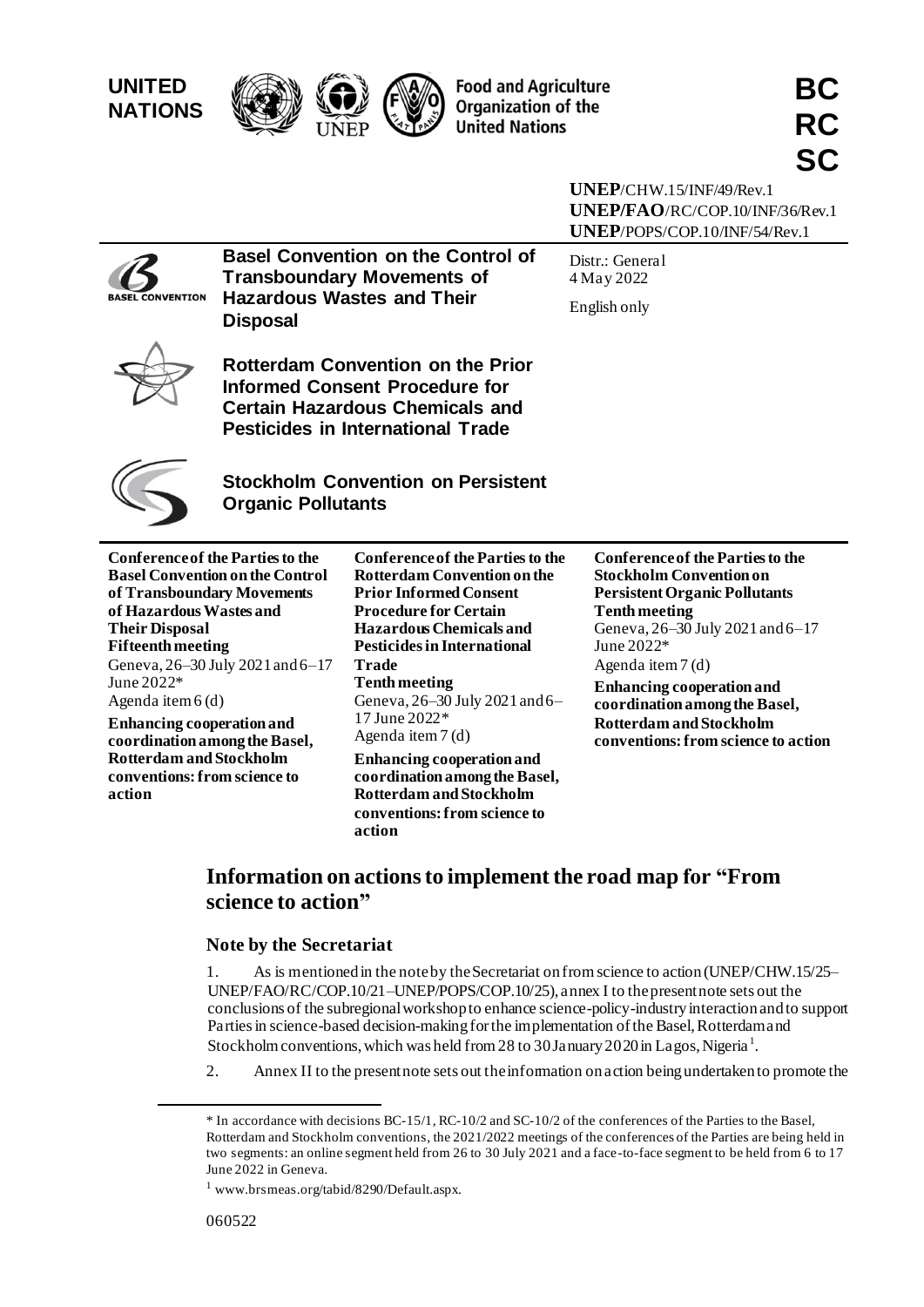**UNITED NATIONS**

Food and Agriculture Organization of the United Nations

**BC RC SC**

**UNEP**/CHW.15/INF/49/Rev.1
**UNEP/FAO**/RC/COP.10/INF/36/Rev.1
**UNEP**/POPS/COP.10/INF/54/Rev.1

**Basel Convention on the Control of Transboundary Movements of Hazardous Wastes and Their Disposal**

**Rotterdam Convention on the Prior Informed Consent Procedure for Certain Hazardous Chemicals and Pesticides in International Trade**

**Stockholm Convention on Persistent Organic Pollutants**

Distr.: General
4 May 2022

English only

**Conference of the Parties to the Basel Convention on the Control of Transboundary Movements of Hazardous Wastes and Their Disposal**
**Fifteenth meeting**
Geneva, 26–30 July 2021 and 6–17 June 2022*
Agenda item 6 (d)
**Enhancing cooperation and coordination among the Basel, Rotterdam and Stockholm conventions: from science to action**

**Conference of the Parties to the Rotterdam Convention on the Prior Informed Consent Procedure for Certain Hazardous Chemicals and Pesticides in International Trade**
**Tenth meeting**
Geneva, 26–30 July 2021 and 6–17 June 2022*
Agenda item 7 (d)
**Enhancing cooperation and coordination among the Basel, Rotterdam and Stockholm conventions: from science to action**

**Conference of the Parties to the Stockholm Convention on Persistent Organic Pollutants**
**Tenth meeting**
Geneva, 26–30 July 2021 and 6–17 June 2022*
Agenda item 7 (d)
**Enhancing cooperation and coordination among the Basel, Rotterdam and Stockholm conventions: from science to action**

# Information on actions to implement the road map for "From science to action"

## Note by the Secretariat

1. As is mentioned in the note by the Secretariat on from science to action (UNEP/CHW.15/25–UNEP/FAO/RC/COP.10/21–UNEP/POPS/COP.10/25), annex I to the present note sets out the conclusions of the subregional workshop to enhance science-policy-industry interaction and to support Parties in science-based decision-making for the implementation of the Basel, Rotterdam and Stockholm conventions, which was held from 28 to 30 January 2020 in Lagos, Nigeria[1].

2. Annex II to the present note sets out the information on action being undertaken to promote the

\* In accordance with decisions BC-15/1, RC-10/2 and SC-10/2 of the conferences of the Parties to the Basel, Rotterdam and Stockholm conventions, the 2021/2022 meetings of the conferences of the Parties are being held in two segments: an online segment held from 26 to 30 July 2021 and a face-to-face segment to be held from 6 to 17 June 2022 in Geneva.

[1] www.brsmeas.org/tabid/8290/Default.aspx.

060522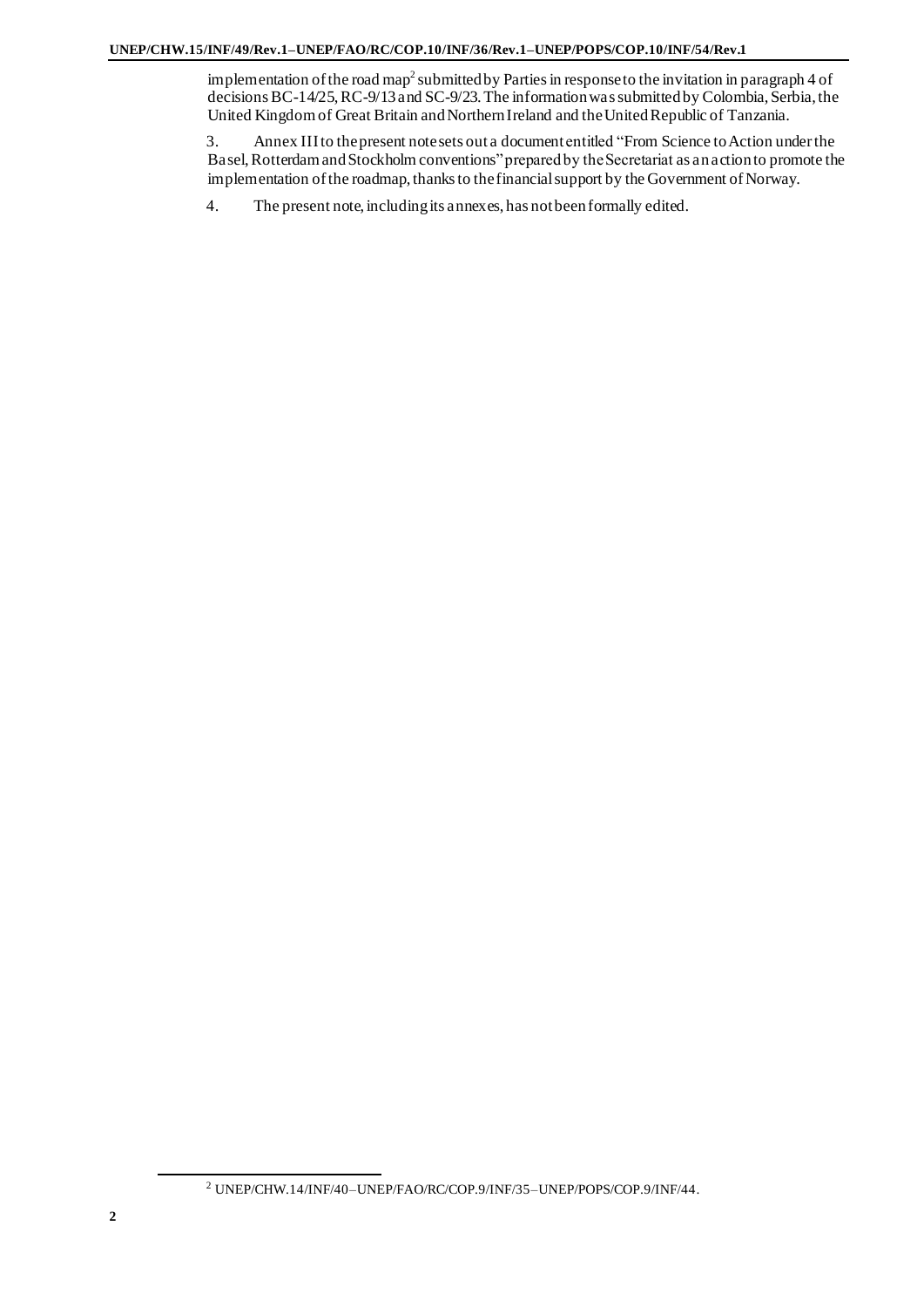implementation of the road map[2] submitted by Parties in response to the invitation in paragraph 4 of decisions BC-14/25, RC-9/13 and SC-9/23. The information was submitted by Colombia, Serbia, the United Kingdom of Great Britain and Northern Ireland and the United Republic of Tanzania.

3. Annex III to the present note sets out a document entitled "From Science to Action under the Basel, Rotterdam and Stockholm conventions" prepared by the Secretariat as an action to promote the implementation of the roadmap, thanks to the financial support by the Government of Norway.

4. The present note, including its annexes, has not been formally edited.

---

[2] UNEP/CHW.14/INF/40–UNEP/FAO/RC/COP.9/INF/35–UNEP/POPS/COP.9/INF/44.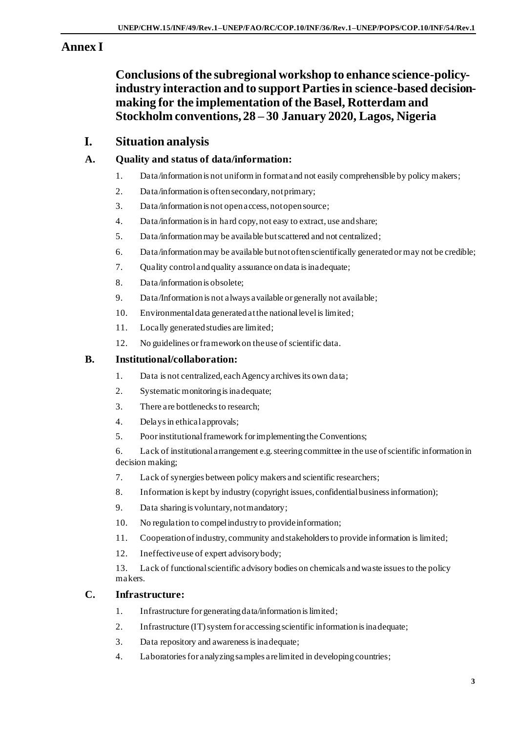# Annex I

## Conclusions of the subregional workshop to enhance science-policy-industry interaction and to support Parties in science-based decision-making for the implementation of the Basel, Rotterdam and Stockholm conventions, 28 – 30 January 2020, Lagos, Nigeria

## I. Situation analysis

### A. Quality and status of data/information:

1. Data/information is not uniform in format and not easily comprehensible by policy makers;
2. Data/information is often secondary, not primary;
3. Data/information is not open access, not open source;
4. Data/information is in hard copy, not easy to extract, use and share;
5. Data/information may be available but scattered and not centralized;
6. Data/information may be available but not often scientifically generated or may not be credible;
7. Quality control and quality assurance on data is inadequate;
8. Data/information is obsolete;
9. Data/Information is not always available or generally not available;
10. Environmental data generated at the national level is limited;
11. Locally generated studies are limited;
12. No guidelines or framework on the use of scientific data.

### B. Institutional/collaboration:

1. Data is not centralized, each Agency archives its own data;
2. Systematic monitoring is inadequate;
3. There are bottlenecks to research;
4. Delays in ethical approvals;
5. Poor institutional framework for implementing the Conventions;
6. Lack of institutional arrangement e.g. steering committee in the use of scientific information in decision making;
7. Lack of synergies between policy makers and scientific researchers;
8. Information is kept by industry (copyright issues, confidential business information);
9. Data sharing is voluntary, not mandatory;
10. No regulation to compel industry to provide information;
11. Cooperation of industry, community and stakeholders to provide information is limited;
12. Ineffective use of expert advisory body;
13. Lack of functional scientific advisory bodies on chemicals and waste issues to the policy makers.

### C. Infrastructure:

1. Infrastructure for generating data/information is limited;
2. Infrastructure (IT) system for accessing scientific information is inadequate;
3. Data repository and awareness is inadequate;
4. Laboratories for analyzing samples are limited in developing countries;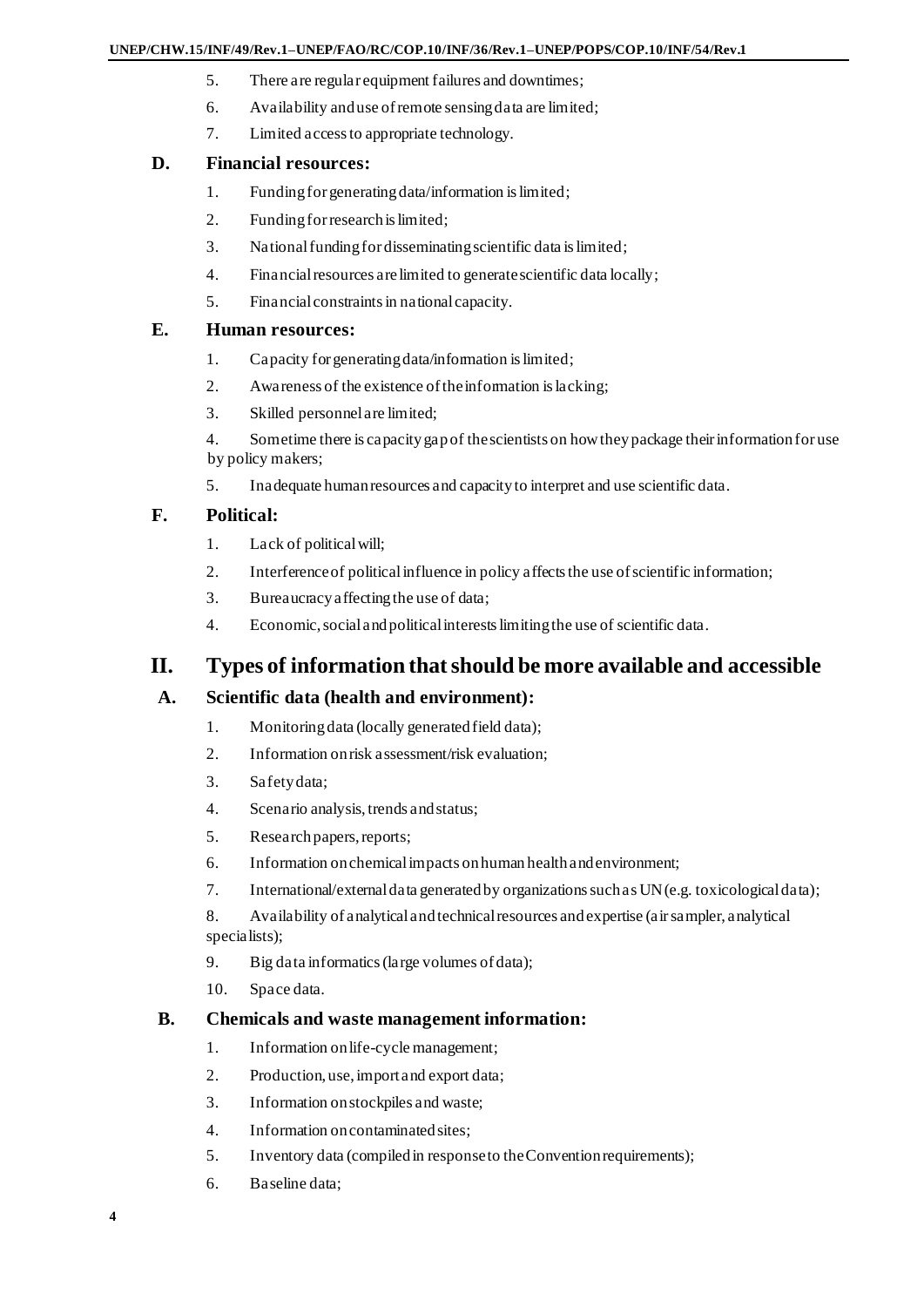5. There are regular equipment failures and downtimes;
6. Availability and use of remote sensing data are limited;
7. Limited access to appropriate technology.

### D. Financial resources:

1. Funding for generating data/information is limited;
2. Funding for research is limited;
3. National funding for disseminating scientific data is limited;
4. Financial resources are limited to generate scientific data locally;
5. Financial constraints in national capacity.

### E. Human resources:

1. Capacity for generating data/information is limited;
2. Awareness of the existence of the information is lacking;
3. Skilled personnel are limited;
4. Sometime there is capacity gap of the scientists on how they package their information for use by policy makers;
5. Inadequate human resources and capacity to interpret and use scientific data.

### F. Political:

1. Lack of political will;
2. Interference of political influence in policy affects the use of scientific information;
3. Bureaucracy affecting the use of data;
4. Economic, social and political interests limiting the use of scientific data.

## II. Types of information that should be more available and accessible

### A. Scientific data (health and environment):

1. Monitoring data (locally generated field data);
2. Information on risk assessment/risk evaluation;
3. Safety data;
4. Scenario analysis, trends and status;
5. Research papers, reports;
6. Information on chemical impacts on human health and environment;
7. International/external data generated by organizations such as UN (e.g. toxicological data);
8. Availability of analytical and technical resources and expertise (air sampler, analytical specialists);
9. Big data informatics (large volumes of data);
10. Space data.

### B. Chemicals and waste management information:

1. Information on life-cycle management;
2. Production, use, import and export data;
3. Information on stockpiles and waste;
4. Information on contaminated sites;
5. Inventory data (compiled in response to the Convention requirements);
6. Baseline data;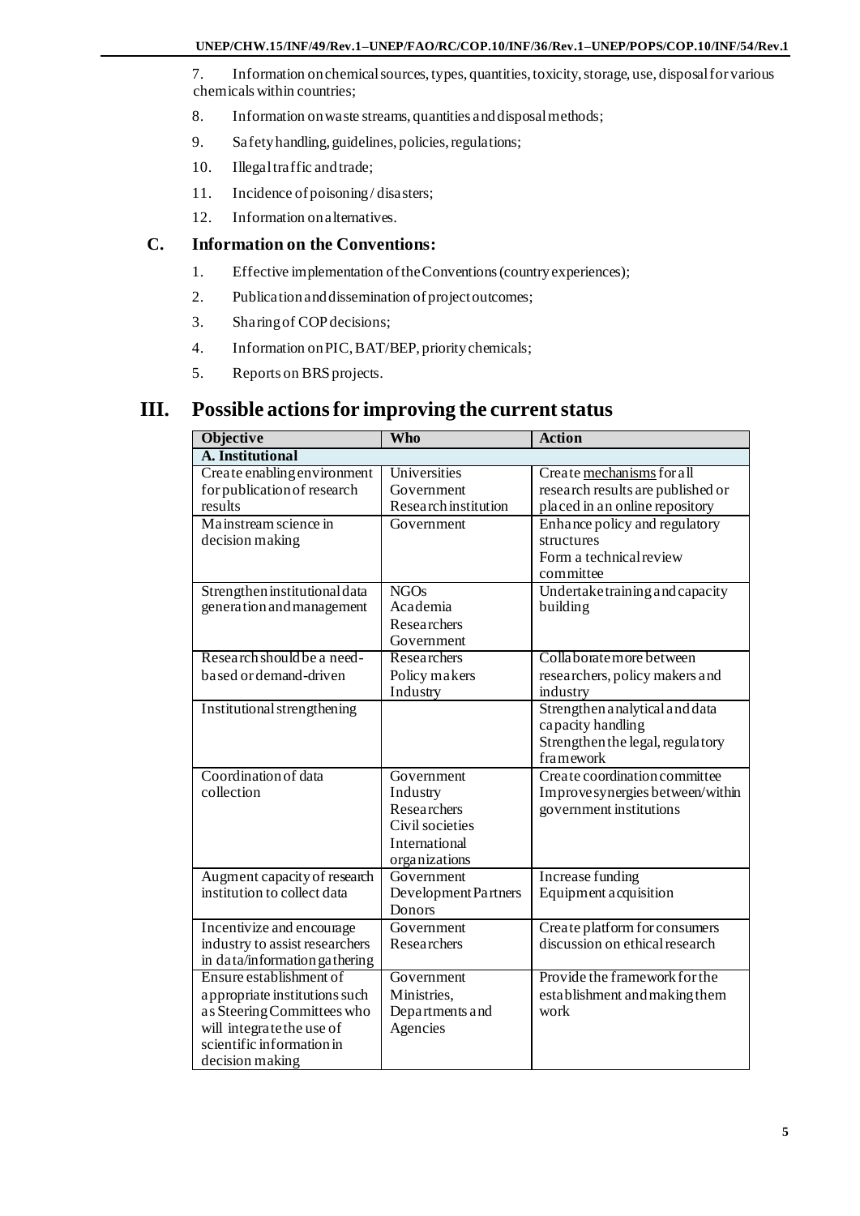7. Information on chemical sources, types, quantities, toxicity, storage, use, disposal for various chemicals within countries;

8. Information on waste streams, quantities and disposal methods;

9. Safety handling, guidelines, policies, regulations;

10. Illegal traffic and trade;

11. Incidence of poisoning / disasters;

12. Information on alternatives.

### C. Information on the Conventions:

1. Effective implementation of the Conventions (country experiences);
2. Publication and dissemination of project outcomes;
3. Sharing of COP decisions;
4. Information on PIC, BAT/BEP, priority chemicals;
5. Reports on BRS projects.

## III. Possible actions for improving the current status

| Objective | Who | Action |
|---|---|---|
| **A. Institutional** | | |
| Create enabling environment for publication of research results | Universities<br>Government<br>Research institution | Create mechanisms for all research results are published or placed in an online repository |
| Mainstream science in decision making | Government | Enhance policy and regulatory structures<br>Form a technical review committee |
| Strengthen institutional data generation and management | NGOs<br>Academia<br>Researchers<br>Government | Undertake training and capacity building |
| Research should be a need-based or demand-driven | Researchers<br>Policy makers<br>Industry | Collaborate more between researchers, policy makers and industry |
| Institutional strengthening | | Strengthen analytical and data capacity handling<br>Strengthen the legal, regulatory framework |
| Coordination of data collection | Government<br>Industry<br>Researchers<br>Civil societies<br>International organizations | Create coordination committee<br>Improve synergies between/within government institutions |
| Augment capacity of research institution to collect data | Government<br>Development Partners<br>Donors | Increase funding<br>Equipment acquisition |
| Incentivize and encourage industry to assist researchers in data/information gathering | Government<br>Researchers | Create platform for consumers discussion on ethical research |
| Ensure establishment of appropriate institutions such as Steering Committees who will integrate the use of scientific information in decision making | Government<br>Ministries,<br>Departments and Agencies | Provide the framework for the establishment and making them work |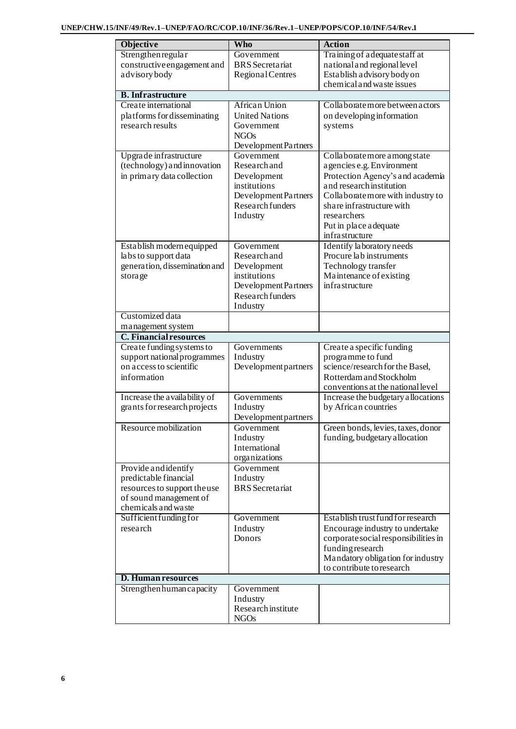| Objective | Who | Action |
| --- | --- | --- |
| Strengthen regular constructive engagement and advisory body | Government<br>BRS Secretariat<br>Regional Centres | Training of adequate staff at national and regional level<br>Establish advisory body on chemical and waste issues |
| **B. Infrastructure** | | |
| Create international platforms for disseminating research results | African Union<br>United Nations<br>Government<br>NGOs<br>Development Partners | Collaborate more between actors on developing information systems |
| Upgrade infrastructure (technology) and innovation in primary data collection | Government<br>Research and Development institutions<br>Development Partners<br>Research funders<br>Industry | Collaborate more among state agencies e.g. Environment Protection Agency's and academia and research institution<br>Collaborate more with industry to share infrastructure with researchers<br>Put in place adequate infrastructure |
| Establish modern equipped labs to support data generation, dissemination and storage | Government<br>Research and Development institutions<br>Development Partners<br>Research funders<br>Industry | Identify laboratory needs<br>Procure lab instruments<br>Technology transfer<br>Maintenance of existing infrastructure |
| Customized data management system | | |
| **C. Financial resources** | | |
| Create funding systems to support national programmes on access to scientific information | Governments<br>Industry<br>Development partners | Create a specific funding programme to fund science/research for the Basel, Rotterdam and Stockholm conventions at the national level |
| Increase the availability of grants for research projects | Governments<br>Industry<br>Development partners | Increase the budgetary allocations by African countries |
| Resource mobilization | Government<br>Industry<br>International organizations | Green bonds, levies, taxes, donor funding, budgetary allocation |
| Provide and identify predictable financial resources to support the use of sound management of chemicals and waste | Government<br>Industry<br>BRS Secretariat | |
| Sufficient funding for research | Government<br>Industry<br>Donors | Establish trust fund for research<br>Encourage industry to undertake corporate social responsibilities in funding research<br>Mandatory obligation for industry to contribute to research |
| **D. Human resources** | | |
| Strengthen human capacity | Government<br>Industry<br>Research institute<br>NGOs | |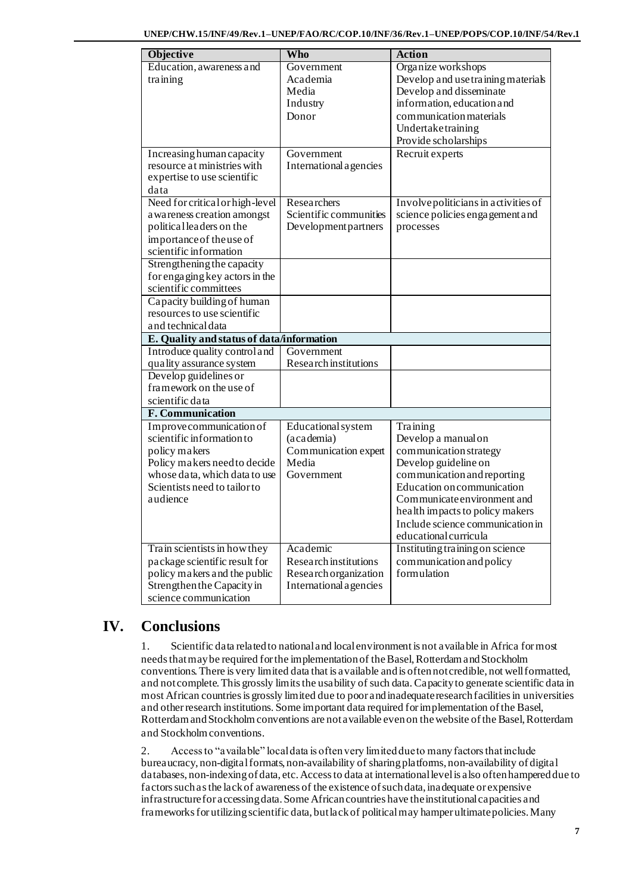| Objective | Who | Action |
|---|---|---|
| Education, awareness and training | Government<br>Academia<br>Media<br>Industry<br>Donor | Organize workshops<br>Develop and use training materials<br>Develop and disseminate information, education and communication materials<br>Undertake training<br>Provide scholarships |
| Increasing human capacity resource at ministries with expertise to use scientific data | Government<br>International agencies | Recruit experts |
| Need for critical or high-level awareness creation amongst political leaders on the importance of the use of scientific information | Researchers<br>Scientific communities<br>Development partners | Involve politicians in activities of science policies engagement and processes |
| Strengthening the capacity for engaging key actors in the scientific committees | | |
| Capacity building of human resources to use scientific and technical data | | |
| **E. Quality and status of data/information** | | |
| Introduce quality control and quality assurance system | Government<br>Research institutions | |
| Develop guidelines or framework on the use of scientific data | | |
| **F. Communication** | | |
| Improve communication of scientific information to policy makers<br>Policy makers need to decide whose data, which data to use<br>Scientists need to tailor to audience | Educational system (academia)<br>Communication expert<br>Media<br>Government | Training<br>Develop a manual on communication strategy<br>Develop guideline on communication and reporting<br>Education on communication<br>Communicate environment and health impacts to policy makers<br>Include science communication in educational curricula |
| Train scientists in how they package scientific result for policy makers and the public<br>Strengthen the Capacity in science communication | Academic<br>Research institutions<br>Research organization<br>International agencies | Instituting training on science communication and policy formulation |

# IV. Conclusions

1. Scientific data related to national and local environment is not available in Africa for most needs that may be required for the implementation of the Basel, Rotterdam and Stockholm conventions. There is very limited data that is available and is often not credible, not well formatted, and not complete. This grossly limits the usability of such data. Capacity to generate scientific data in most African countries is grossly limited due to poor and inadequate research facilities in universities and other research institutions. Some important data required for implementation of the Basel, Rotterdam and Stockholm conventions are not available even on the website of the Basel, Rotterdam and Stockholm conventions.

2. Access to "available" local data is often very limited due to many factors that include bureaucracy, non-digital formats, non-availability of sharing platforms, non-availability of digital databases, non-indexing of data, etc. Access to data at international level is also often hampered due to factors such as the lack of awareness of the existence of such data, inadequate or expensive infrastructure for accessing data. Some African countries have the institutional capacities and frameworks for utilizing scientific data, but lack of political may hamper ultimate policies. Many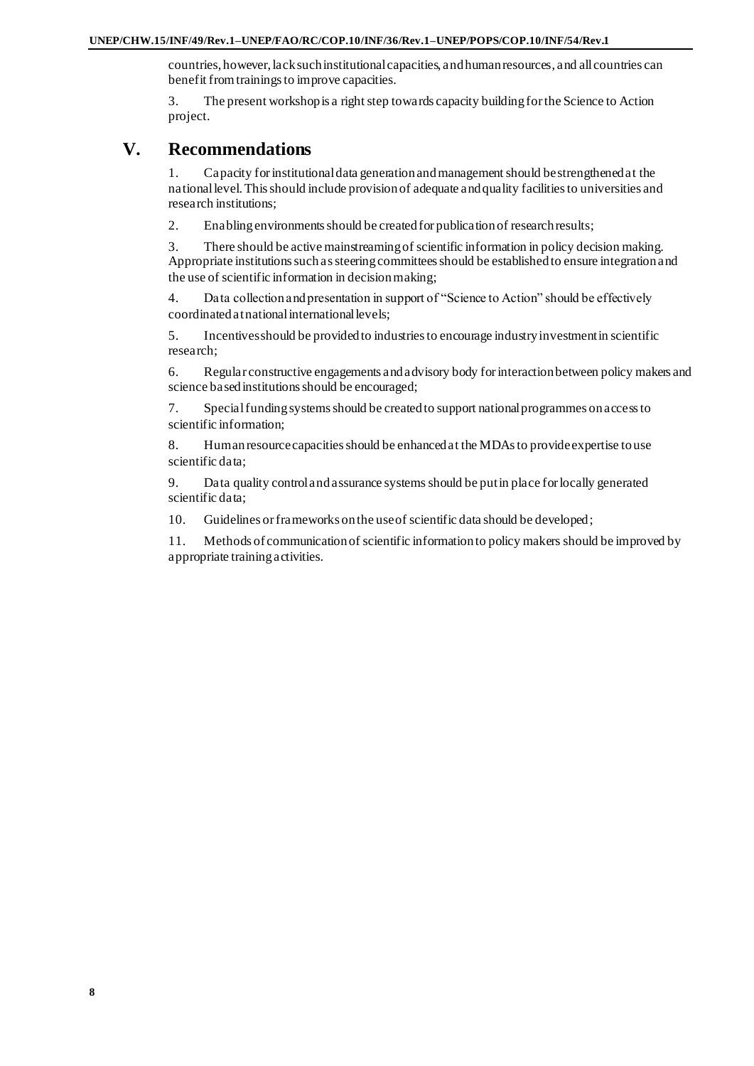countries, however, lack such institutional capacities, and human resources, and all countries can benefit from trainings to improve capacities.

3. The present workshop is a right step towards capacity building for the Science to Action project.

# V. Recommendations

1. Capacity for institutional data generation and management should be strengthened at the national level. This should include provision of adequate and quality facilities to universities and research institutions;

2. Enabling environments should be created for publication of research results;

3. There should be active mainstreaming of scientific information in policy decision making. Appropriate institutions such as steering committees should be established to ensure integration and the use of scientific information in decision making;

4. Data collection and presentation in support of "Science to Action" should be effectively coordinated at national international levels;

5. Incentives should be provided to industries to encourage industry investment in scientific research;

6. Regular constructive engagements and advisory body for interaction between policy makers and science based institutions should be encouraged;

7. Special funding systems should be created to support national programmes on access to scientific information;

8. Human resource capacities should be enhanced at the MDAs to provide expertise to use scientific data;

9. Data quality control and assurance systems should be put in place for locally generated scientific data;

10. Guidelines or frameworks on the use of scientific data should be developed;

11. Methods of communication of scientific information to policy makers should be improved by appropriate training activities.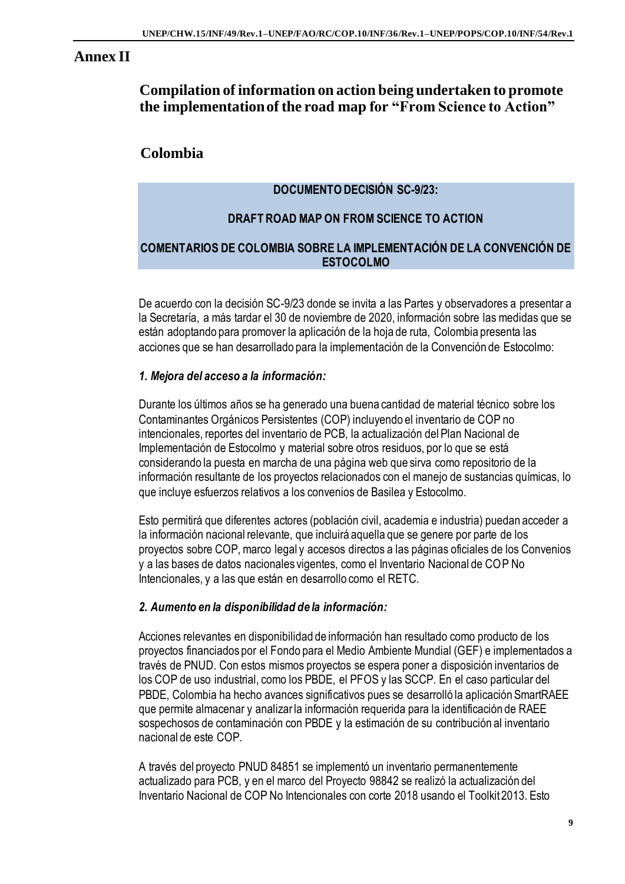# Annex II

## Compilation of information on action being undertaken to promote the implementation of the road map for "From Science to Action"

## Colombia

**DOCUMENTO DECISIÓN SC-9/23:**

**DRAFT ROAD MAP ON FROM SCIENCE TO ACTION**

**COMENTARIOS DE COLOMBIA SOBRE LA IMPLEMENTACIÓN DE LA CONVENCIÓN DE ESTOCOLMO**

De acuerdo con la decisión SC-9/23 donde se invita a las Partes y observadores a presentar a la Secretaría, a más tardar el 30 de noviembre de 2020, información sobre las medidas que se están adoptando para promover la aplicación de la hoja de ruta, Colombia presenta las acciones que se han desarrollado para la implementación de la Convención de Estocolmo:

***1. Mejora del acceso a la información:***

Durante los últimos años se ha generado una buena cantidad de material técnico sobre los Contaminantes Orgánicos Persistentes (COP) incluyendo el inventario de COP no intencionales, reportes del inventario de PCB, la actualización del Plan Nacional de Implementación de Estocolmo y material sobre otros residuos, por lo que se está considerando la puesta en marcha de una página web que sirva como repositorio de la información resultante de los proyectos relacionados con el manejo de sustancias químicas, lo que incluye esfuerzos relativos a los convenios de Basilea y Estocolmo.

Esto permitirá que diferentes actores (población civil, academia e industria) puedan acceder a la información nacional relevante, que incluirá aquella que se genere por parte de los proyectos sobre COP, marco legal y accesos directos a las páginas oficiales de los Convenios y a las bases de datos nacionales vigentes, como el Inventario Nacional de COP No Intencionales, y a las que están en desarrollo como el RETC.

***2. Aumento en la disponibilidad de la información:***

Acciones relevantes en disponibilidad de información han resultado como producto de los proyectos financiados por el Fondo para el Medio Ambiente Mundial (GEF) e implementados a través de PNUD. Con estos mismos proyectos se espera poner a disposición inventarios de los COP de uso industrial, como los PBDE, el PFOS y las SCCP. En el caso particular del PBDE, Colombia ha hecho avances significativos pues se desarrolló la aplicación SmartRAEE que permite almacenar y analizar la información requerida para la identificación de RAEE sospechosos de contaminación con PBDE y la estimación de su contribución al inventario nacional de este COP.

A través del proyecto PNUD 84851 se implementó un inventario permanentemente actualizado para PCB, y en el marco del Proyecto 98842 se realizó la actualización del Inventario Nacional de COP No Intencionales con corte 2018 usando el Toolkit 2013. Esto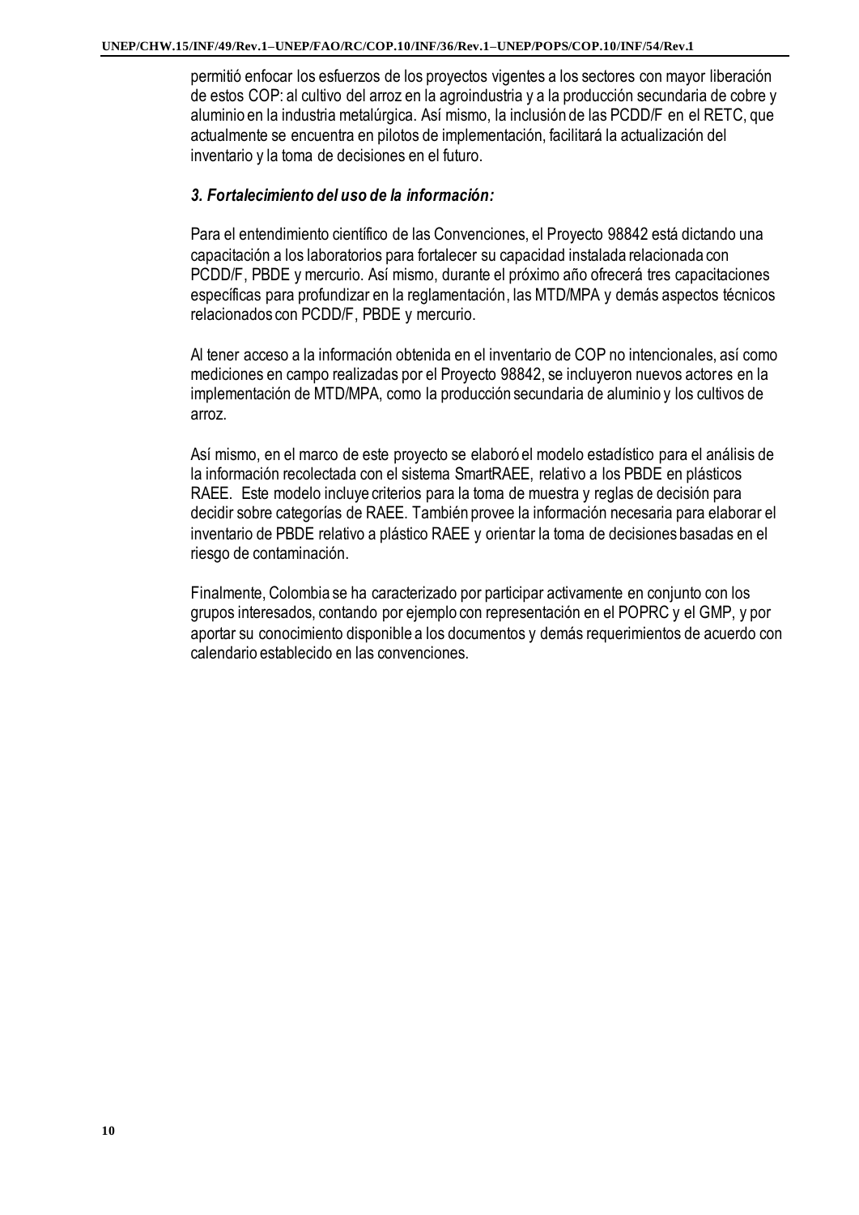permitió enfocar los esfuerzos de los proyectos vigentes a los sectores con mayor liberación de estos COP: al cultivo del arroz en la agroindustria y a la producción secundaria de cobre y aluminio en la industria metalúrgica. Así mismo, la inclusión de las PCDD/F en el RETC, que actualmente se encuentra en pilotos de implementación, facilitará la actualización del inventario y la toma de decisiones en el futuro.

***3. Fortalecimiento del uso de la información:***

Para el entendimiento científico de las Convenciones, el Proyecto 98842 está dictando una capacitación a los laboratorios para fortalecer su capacidad instalada relacionada con PCDD/F, PBDE y mercurio. Así mismo, durante el próximo año ofrecerá tres capacitaciones específicas para profundizar en la reglamentación, las MTD/MPA y demás aspectos técnicos relacionados con PCDD/F, PBDE y mercurio.

Al tener acceso a la información obtenida en el inventario de COP no intencionales, así como mediciones en campo realizadas por el Proyecto 98842, se incluyeron nuevos actores en la implementación de MTD/MPA, como la producción secundaria de aluminio y los cultivos de arroz.

Así mismo, en el marco de este proyecto se elaboró el modelo estadístico para el análisis de la información recolectada con el sistema SmartRAEE, relativo a los PBDE en plásticos RAEE. Este modelo incluye criterios para la toma de muestra y reglas de decisión para decidir sobre categorías de RAEE. También provee la información necesaria para elaborar el inventario de PBDE relativo a plástico RAEE y orientar la toma de decisiones basadas en el riesgo de contaminación.

Finalmente, Colombia se ha caracterizado por participar activamente en conjunto con los grupos interesados, contando por ejemplo con representación en el POPRC y el GMP, y por aportar su conocimiento disponible a los documentos y demás requerimientos de acuerdo con calendario establecido en las convenciones.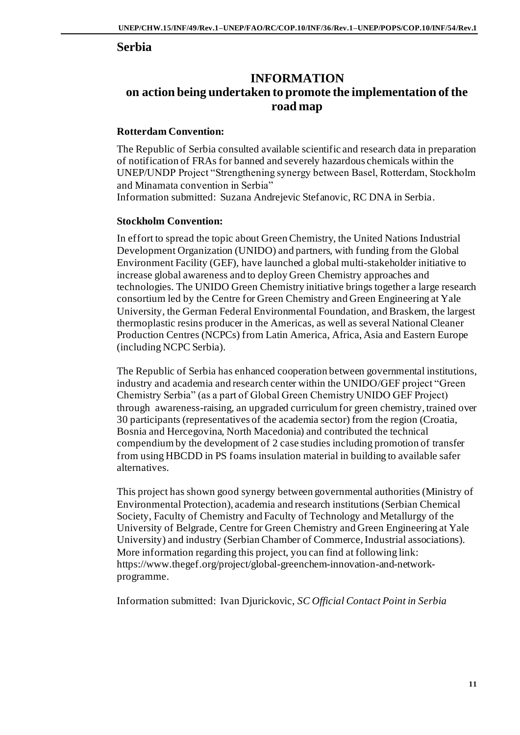## Serbia

# INFORMATION
# on action being undertaken to promote the implementation of the road map

**Rotterdam Convention:**

The Republic of Serbia consulted available scientific and research data in preparation of notification of FRAs for banned and severely hazardous chemicals within the UNEP/UNDP Project "Strengthening synergy between Basel, Rotterdam, Stockholm and Minamata convention in Serbia"
Information submitted: Suzana Andrejevic Stefanovic, RC DNA in Serbia.

**Stockholm Convention:**

In effort to spread the topic about Green Chemistry, the United Nations Industrial Development Organization (UNIDO) and partners, with funding from the Global Environment Facility (GEF), have launched a global multi-stakeholder initiative to increase global awareness and to deploy Green Chemistry approaches and technologies. The UNIDO Green Chemistry initiative brings together a large research consortium led by the Centre for Green Chemistry and Green Engineering at Yale University, the German Federal Environmental Foundation, and Braskem, the largest thermoplastic resins producer in the Americas, as well as several National Cleaner Production Centres (NCPCs) from Latin America, Africa, Asia and Eastern Europe (including NCPC Serbia).

The Republic of Serbia has enhanced cooperation between governmental institutions, industry and academia and research center within the UNIDO/GEF project "Green Chemistry Serbia" (as a part of Global Green Chemistry UNIDO GEF Project) through awareness-raising, an upgraded curriculum for green chemistry, trained over 30 participants (representatives of the academia sector) from the region (Croatia, Bosnia and Hercegovina, North Macedonia) and contributed the technical compendium by the development of 2 case studies including promotion of transfer from using HBCDD in PS foams insulation material in building to available safer alternatives.

This project has shown good synergy between governmental authorities (Ministry of Environmental Protection), academia and research institutions (Serbian Chemical Society, Faculty of Chemistry and Faculty of Technology and Metallurgy of the University of Belgrade, Centre for Green Chemistry and Green Engineering at Yale University) and industry (Serbian Chamber of Commerce, Industrial associations). More information regarding this project, you can find at following link: https://www.thegef.org/project/global-greenchem-innovation-and-network-programme.

Information submitted: Ivan Djurickovic, *SC Official Contact Point in Serbia*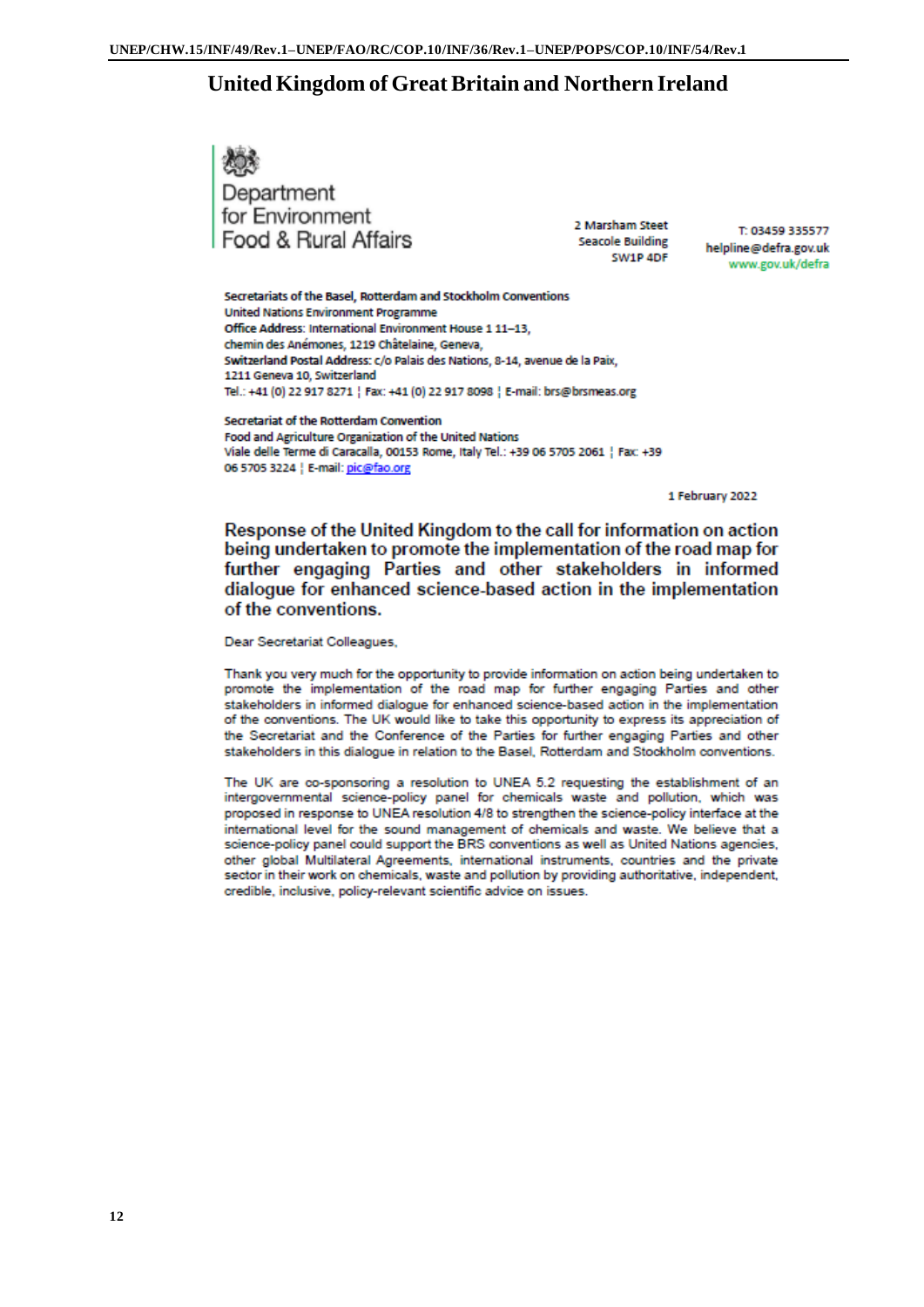# United Kingdom of Great Britain and Northern Ireland

Department
for Environment
Food & Rural Affairs

2 Marsham Steet
Seacole Building
SW1P 4DF

T: 03459 335577
helpline@defra.gov.uk
www.gov.uk/defra

**Secretariats of the Basel, Rotterdam and Stockholm Conventions**
United Nations Environment Programme
**Office Address**: International Environment House 1 11–13,
chemin des Anémones, 1219 Châtelaine, Geneva,
**Switzerland Postal Address**: c/o Palais des Nations, 8-14, avenue de la Paix,
1211 Geneva 10, Switzerland
Tel.: +41 (0) 22 917 8271 ¦ Fax: +41 (0) 22 917 8098 ¦ E-mail: brs@brsmeas.org

**Secretariat of the Rotterdam Convention**
Food and Agriculture Organization of the United Nations
Viale delle Terme di Caracalla, 00153 Rome, Italy Tel.: +39 06 5705 2061 ¦ Fax: +39 06 5705 3224 ¦ E-mail: pic@fao.org

1 February 2022

## Response of the United Kingdom to the call for information on action being undertaken to promote the implementation of the road map for further engaging Parties and other stakeholders in informed dialogue for enhanced science-based action in the implementation of the conventions.

Dear Secretariat Colleagues,

Thank you very much for the opportunity to provide information on action being undertaken to promote the implementation of the road map for further engaging Parties and other stakeholders in informed dialogue for enhanced science-based action in the implementation of the conventions. The UK would like to take this opportunity to express its appreciation of the Secretariat and the Conference of the Parties for further engaging Parties and other stakeholders in this dialogue in relation to the Basel, Rotterdam and Stockholm conventions.

The UK are co-sponsoring a resolution to UNEA 5.2 requesting the establishment of an intergovernmental science-policy panel for chemicals waste and pollution, which was proposed in response to UNEA resolution 4/8 to strengthen the science-policy interface at the international level for the sound management of chemicals and waste. We believe that a science-policy panel could support the BRS conventions as well as United Nations agencies, other global Multilateral Agreements, international instruments, countries and the private sector in their work on chemicals, waste and pollution by providing authoritative, independent, credible, inclusive, policy-relevant scientific advice on issues.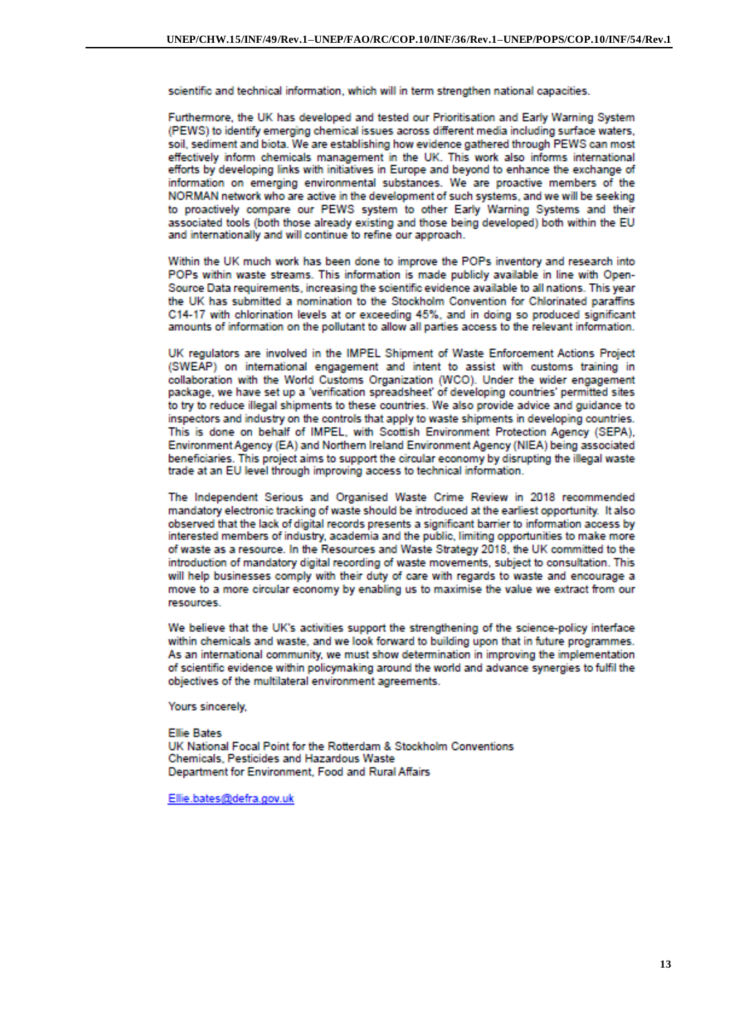scientific and technical information, which will in term strengthen national capacities.

Furthermore, the UK has developed and tested our Prioritisation and Early Warning System (PEWS) to identify emerging chemical issues across different media including surface waters, soil, sediment and biota. We are establishing how evidence gathered through PEWS can most effectively inform chemicals management in the UK. This work also informs international efforts by developing links with initiatives in Europe and beyond to enhance the exchange of information on emerging environmental substances. We are proactive members of the NORMAN network who are active in the development of such systems, and we will be seeking to proactively compare our PEWS system to other Early Warning Systems and their associated tools (both those already existing and those being developed) both within the EU and internationally and will continue to refine our approach.

Within the UK much work has been done to improve the POPs inventory and research into POPs within waste streams. This information is made publicly available in line with Open-Source Data requirements, increasing the scientific evidence available to all nations. This year the UK has submitted a nomination to the Stockholm Convention for Chlorinated paraffins C14-17 with chlorination levels at or exceeding 45%, and in doing so produced significant amounts of information on the pollutant to allow all parties access to the relevant information.

UK regulators are involved in the IMPEL Shipment of Waste Enforcement Actions Project (SWEAP) on international engagement and intent to assist with customs training in collaboration with the World Customs Organization (WCO). Under the wider engagement package, we have set up a 'verification spreadsheet' of developing countries' permitted sites to try to reduce illegal shipments to these countries. We also provide advice and guidance to inspectors and industry on the controls that apply to waste shipments in developing countries. This is done on behalf of IMPEL, with Scottish Environment Protection Agency (SEPA), Environment Agency (EA) and Northern Ireland Environment Agency (NIEA) being associated beneficiaries. This project aims to support the circular economy by disrupting the illegal waste trade at an EU level through improving access to technical information.

The Independent Serious and Organised Waste Crime Review in 2018 recommended mandatory electronic tracking of waste should be introduced at the earliest opportunity. It also observed that the lack of digital records presents a significant barrier to information access by interested members of industry, academia and the public, limiting opportunities to make more of waste as a resource. In the Resources and Waste Strategy 2018, the UK committed to the introduction of mandatory digital recording of waste movements, subject to consultation. This will help businesses comply with their duty of care with regards to waste and encourage a move to a more circular economy by enabling us to maximise the value we extract from our resources.

We believe that the UK's activities support the strengthening of the science-policy interface within chemicals and waste, and we look forward to building upon that in future programmes. As an international community, we must show determination in improving the implementation of scientific evidence within policymaking around the world and advance synergies to fulfil the objectives of the multilateral environment agreements.

Yours sincerely,

Ellie Bates
UK National Focal Point for the Rotterdam & Stockholm Conventions
Chemicals, Pesticides and Hazardous Waste
Department for Environment, Food and Rural Affairs

Ellie.bates@defra.gov.uk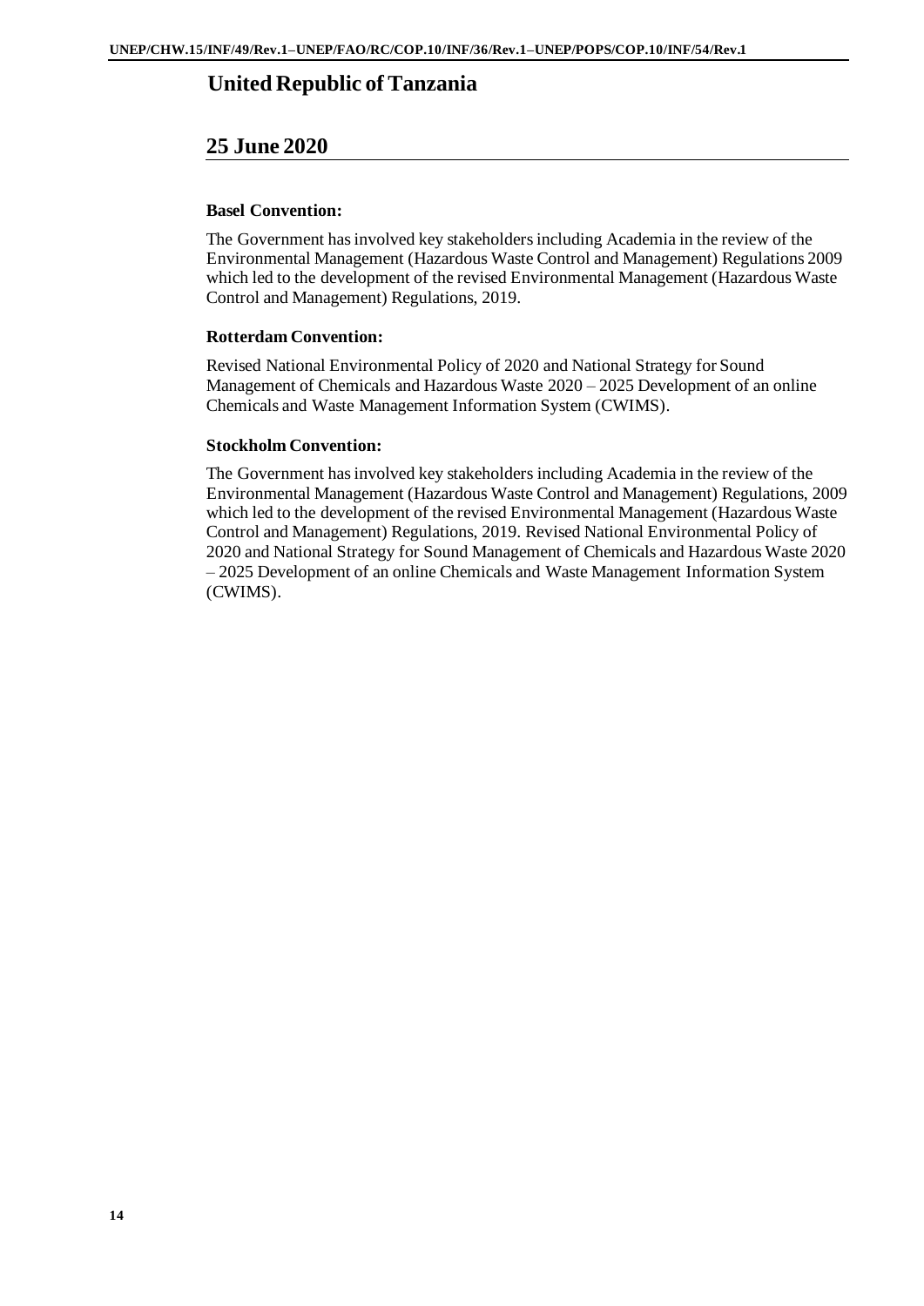## United Republic of Tanzania

## 25 June 2020

**Basel Convention:**

The Government has involved key stakeholders including Academia in the review of the Environmental Management (Hazardous Waste Control and Management) Regulations 2009 which led to the development of the revised Environmental Management (Hazardous Waste Control and Management) Regulations, 2019.

**Rotterdam Convention:**

Revised National Environmental Policy of 2020 and National Strategy for Sound Management of Chemicals and Hazardous Waste 2020 – 2025 Development of an online Chemicals and Waste Management Information System (CWIMS).

**Stockholm Convention:**

The Government has involved key stakeholders including Academia in the review of the Environmental Management (Hazardous Waste Control and Management) Regulations, 2009 which led to the development of the revised Environmental Management (Hazardous Waste Control and Management) Regulations, 2019. Revised National Environmental Policy of 2020 and National Strategy for Sound Management of Chemicals and Hazardous Waste 2020 – 2025 Development of an online Chemicals and Waste Management Information System (CWIMS).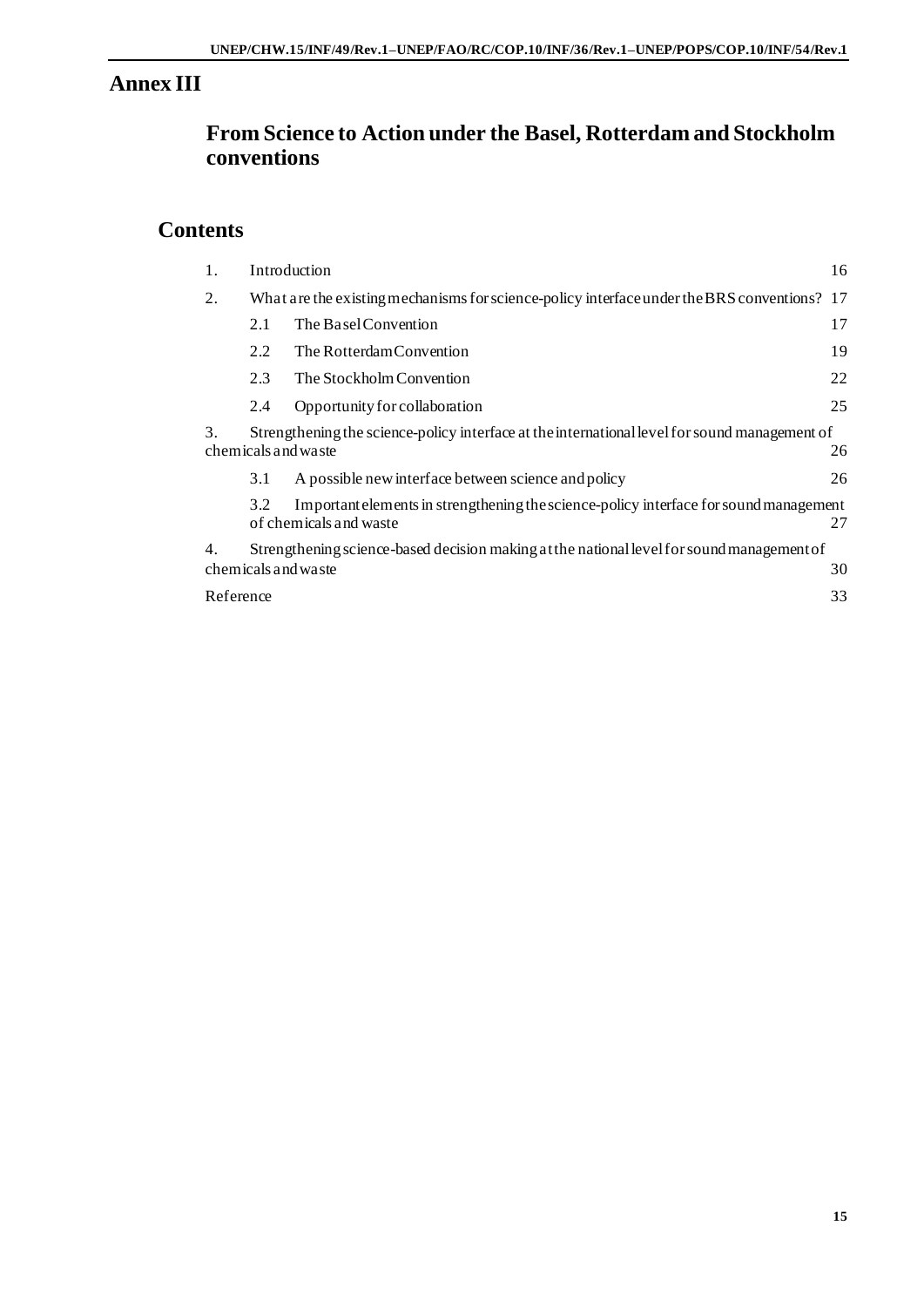# Annex III

## From Science to Action under the Basel, Rotterdam and Stockholm conventions

## Contents

| | | |
|---|---|---|
| 1. | Introduction | 16 |
| 2. | What are the existing mechanisms for science-policy interface under the BRS conventions? | 17 |
| | 2.1 The Basel Convention | 17 |
| | 2.2 The Rotterdam Convention | 19 |
| | 2.3 The Stockholm Convention | 22 |
| | 2.4 Opportunity for collaboration | 25 |
| 3. | Strengthening the science-policy interface at the international level for sound management of chemicals and waste | 26 |
| | 3.1 A possible new interface between science and policy | 26 |
| | 3.2 Important elements in strengthening the science-policy interface for sound management of chemicals and waste | 27 |
| 4. | Strengthening science-based decision making at the national level for sound management of chemicals and waste | 30 |
| | Reference | 33 |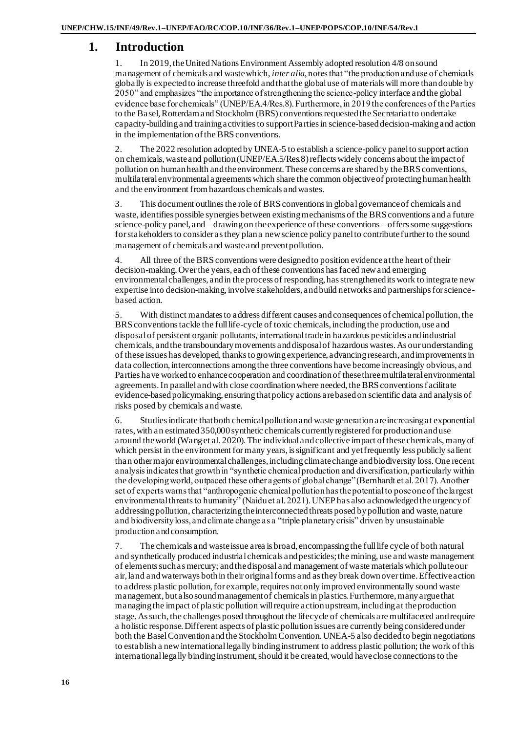# 1. Introduction

1. In 2019, the United Nations Environment Assembly adopted resolution 4/8 on sound management of chemicals and waste which, *inter alia*, notes that "the production and use of chemicals globally is expected to increase threefold and that the global use of materials will more than double by 2050" and emphasizes "the importance of strengthening the science-policy interface and the global evidence base for chemicals" (UNEP/EA.4/Res.8). Furthermore, in 2019 the conferences of the Parties to the Basel, Rotterdam and Stockholm (BRS) conventions requested the Secretariat to undertake capacity-building and training activities to support Parties in science-based decision-making and action in the implementation of the BRS conventions.

2. The 2022 resolution adopted by UNEA-5 to establish a science-policy panel to support action on chemicals, waste and pollution (UNEP/EA.5/Res.8) reflects widely concerns about the impact of pollution on human health and the environment. These concerns are shared by the BRS conventions, multilateral environmental agreements which share the common objective of protecting human health and the environment from hazardous chemicals and wastes.

3. This document outlines the role of BRS conventions in global governance of chemicals and waste, identifies possible synergies between existing mechanisms of the BRS conventions and a future science-policy panel, and – drawing on the experience of these conventions – offers some suggestions for stakeholders to consider as they plan a new science policy panel to contribute further to the sound management of chemicals and waste and prevent pollution.

4. All three of the BRS conventions were designed to position evidence at the heart of their decision-making. Over the years, each of these conventions has faced new and emerging environmental challenges, and in the process of responding, has strengthened its work to integrate new expertise into decision-making, involve stakeholders, and build networks and partnerships for science-based action.

5. With distinct mandates to address different causes and consequences of chemical pollution, the BRS conventions tackle the full life-cycle of toxic chemicals, including the production, use and disposal of persistent organic pollutants, international trade in hazardous pesticides and industrial chemicals, and the transboundary movements and disposal of hazardous wastes. As our understanding of these issues has developed, thanks to growing experience, advancing research, and improvements in data collection, interconnections among the three conventions have become increasingly obvious, and Parties have worked to enhance cooperation and coordination of these three multilateral environmental agreements. In parallel and with close coordination where needed, the BRS conventions facilitate evidence-based policymaking, ensuring that policy actions are based on scientific data and analysis of risks posed by chemicals and waste.

6. Studies indicate that both chemical pollution and waste generation are increasing at exponential rates, with an estimated 350,000 synthetic chemicals currently registered for production and use around the world (Wang et al. 2020). The individual and collective impact of these chemicals, many of which persist in the environment for many years, is significant and yet frequently less publicly salient than other major environmental challenges, including climate change and biodiversity loss. One recent analysis indicates that growth in "synthetic chemical production and diversification, particularly within the developing world, outpaced these other agents of global change" (Bernhardt et al. 2017). Another set of experts warns that "anthropogenic chemical pollution has the potential to pose one of the largest environmental threats to humanity" (Naidu et al. 2021). UNEP has also acknowledged the urgency of addressing pollution, characterizing the interconnected threats posed by pollution and waste, nature and biodiversity loss, and climate change as a "triple planetary crisis" driven by unsustainable production and consumption.

7. The chemicals and waste issue area is broad, encompassing the full life cycle of both natural and synthetically produced industrial chemicals and pesticides; the mining, use and waste management of elements such as mercury; and the disposal and management of waste materials which pollute our air, land and waterways both in their original forms and as they break down over time. Effective action to address plastic pollution, for example, requires not only improved environmentally sound waste management, but also sound management of chemicals in plastics. Furthermore, many argue that managing the impact of plastic pollution will require action upstream, including at the production stage. As such, the challenges posed throughout the lifecycle of chemicals are multifaceted and require a holistic response. Different aspects of plastic pollution issues are currently being considered under both the Basel Convention and the Stockholm Convention. UNEA-5 also decided to begin negotiations to establish a new international legally binding instrument to address plastic pollution; the work of this international legally binding instrument, should it be created, would have close connections to the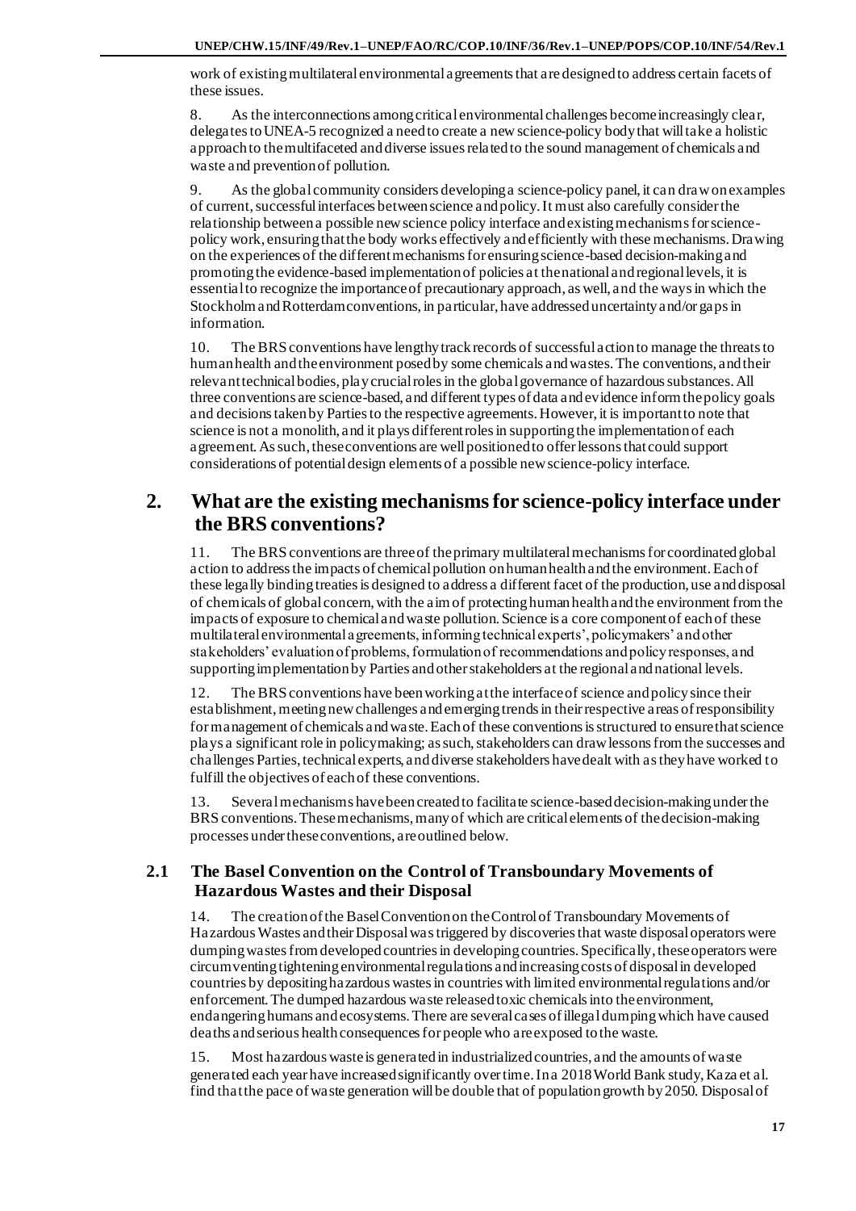work of existing multilateral environmental agreements that are designed to address certain facets of these issues.

8. As the interconnections among critical environmental challenges become increasingly clear, delegates to UNEA-5 recognized a need to create a new science-policy body that will take a holistic approach to the multifaceted and diverse issues related to the sound management of chemicals and waste and prevention of pollution.

9. As the global community considers developing a science-policy panel, it can draw on examples of current, successful interfaces between science and policy. It must also carefully consider the relationship between a possible new science policy interface and existing mechanisms for science-policy work, ensuring that the body works effectively and efficiently with these mechanisms. Drawing on the experiences of the different mechanisms for ensuring science-based decision-making and promoting the evidence-based implementation of policies at the national and regional levels, it is essential to recognize the importance of precautionary approach, as well, and the ways in which the Stockholm and Rotterdam conventions, in particular, have addressed uncertainty and/or gaps in information.

10. The BRS conventions have lengthy track records of successful action to manage the threats to human health and the environment posed by some chemicals and wastes. The conventions, and their relevant technical bodies, play crucial roles in the global governance of hazardous substances. All three conventions are science-based, and different types of data and evidence inform the policy goals and decisions taken by Parties to the respective agreements. However, it is important to note that science is not a monolith, and it plays different roles in supporting the implementation of each agreement. As such, these conventions are well positioned to offer lessons that could support considerations of potential design elements of a possible new science-policy interface.

## 2. What are the existing mechanisms for science-policy interface under the BRS conventions?

11. The BRS conventions are three of the primary multilateral mechanisms for coordinated global action to address the impacts of chemical pollution on human health and the environment. Each of these legally binding treaties is designed to address a different facet of the production, use and disposal of chemicals of global concern, with the aim of protecting human health and the environment from the impacts of exposure to chemical and waste pollution. Science is a core component of each of these multilateral environmental agreements, informing technical experts', policymakers' and other stakeholders' evaluation of problems, formulation of recommendations and policy responses, and supporting implementation by Parties and other stakeholders at the regional and national levels.

12. The BRS conventions have been working at the interface of science and policy since their establishment, meeting new challenges and emerging trends in their respective areas of responsibility for management of chemicals and waste. Each of these conventions is structured to ensure that science plays a significant role in policymaking; as such, stakeholders can draw lessons from the successes and challenges Parties, technical experts, and diverse stakeholders have dealt with as they have worked to fulfill the objectives of each of these conventions.

13. Several mechanisms have been created to facilitate science-based decision-making under the BRS conventions. These mechanisms, many of which are critical elements of the decision-making processes under these conventions, are outlined below.

### 2.1 The Basel Convention on the Control of Transboundary Movements of Hazardous Wastes and their Disposal

14. The creation of the Basel Convention on the Control of Transboundary Movements of Hazardous Wastes and their Disposal was triggered by discoveries that waste disposal operators were dumping wastes from developed countries in developing countries. Specifically, these operators were circumventing tightening environmental regulations and increasing costs of disposal in developed countries by depositing hazardous wastes in countries with limited environmental regulations and/or enforcement. The dumped hazardous waste released toxic chemicals into the environment, endangering humans and ecosystems. There are several cases of illegal dumping which have caused deaths and serious health consequences for people who are exposed to the waste.

15. Most hazardous waste is generated in industrialized countries, and the amounts of waste generated each year have increased significantly over time. In a 2018 World Bank study, Kaza et al. find that the pace of waste generation will be double that of population growth by 2050. Disposal of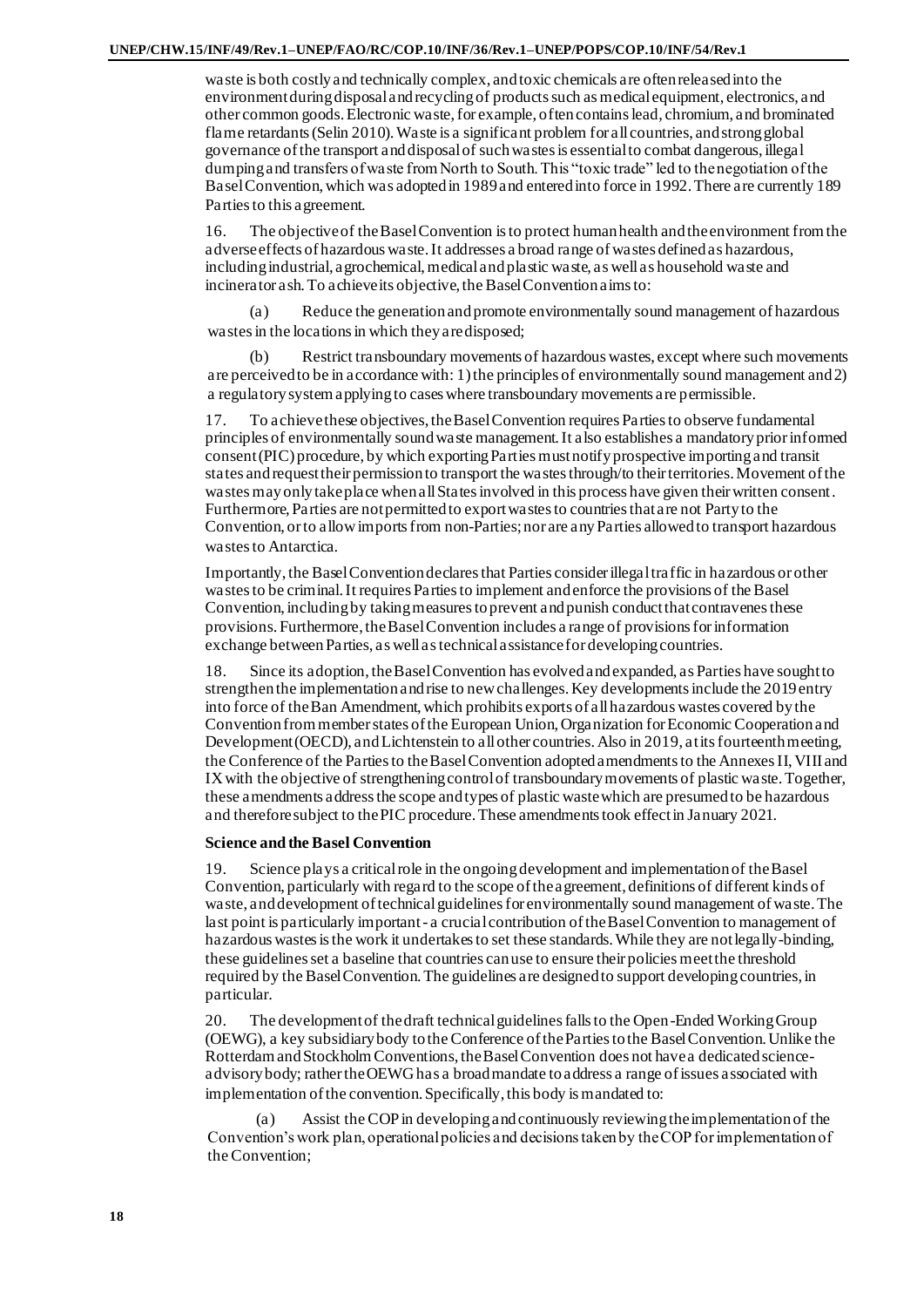waste is both costly and technically complex, and toxic chemicals are often released into the environment during disposal and recycling of products such as medical equipment, electronics, and other common goods. Electronic waste, for example, often contains lead, chromium, and brominated flame retardants (Selin 2010). Waste is a significant problem for all countries, and strong global governance of the transport and disposal of such wastes is essential to combat dangerous, illegal dumping and transfers of waste from North to South. This "toxic trade" led to the negotiation of the Basel Convention, which was adopted in 1989 and entered into force in 1992. There are currently 189 Parties to this agreement.

16. The objective of the Basel Convention is to protect human health and the environment from the adverse effects of hazardous waste. It addresses a broad range of wastes defined as hazardous, including industrial, agrochemical, medical and plastic waste, as well as household waste and incinerator ash. To achieve its objective, the Basel Convention aims to:

(a) Reduce the generation and promote environmentally sound management of hazardous wastes in the locations in which they are disposed;

(b) Restrict transboundary movements of hazardous wastes, except where such movements are perceived to be in accordance with: 1) the principles of environmentally sound management and 2) a regulatory system applying to cases where transboundary movements are permissible.

17. To achieve these objectives, the Basel Convention requires Parties to observe fundamental principles of environmentally sound waste management. It also establishes a mandatory prior informed consent (PIC) procedure, by which exporting Parties must notify prospective importing and transit states and request their permission to transport the wastes through/to their territories. Movement of the wastes may only take place when all States involved in this process have given their written consent. Furthermore, Parties are not permitted to export wastes to countries that are not Party to the Convention, or to allow imports from non-Parties; nor are any Parties allowed to transport hazardous wastes to Antarctica.

Importantly, the Basel Convention declares that Parties consider illegal traffic in hazardous or other wastes to be criminal. It requires Parties to implement and enforce the provisions of the Basel Convention, including by taking measures to prevent and punish conduct that contravenes these provisions. Furthermore, the Basel Convention includes a range of provisions for information exchange between Parties, as well as technical assistance for developing countries.

18. Since its adoption, the Basel Convention has evolved and expanded, as Parties have sought to strengthen the implementation and rise to new challenges. Key developments include the 2019 entry into force of the Ban Amendment, which prohibits exports of all hazardous wastes covered by the Convention from member states of the European Union, Organization for Economic Cooperation and Development (OECD), and Lichtenstein to all other countries. Also in 2019, at its fourteenth meeting, the Conference of the Parties to the Basel Convention adopted amendments to the Annexes II, VIII and IX with the objective of strengthening control of transboundary movements of plastic waste. Together, these amendments address the scope and types of plastic waste which are presumed to be hazardous and therefore subject to the PIC procedure. These amendments took effect in January 2021.

**Science and the Basel Convention**

19. Science plays a critical role in the ongoing development and implementation of the Basel Convention, particularly with regard to the scope of the agreement, definitions of different kinds of waste, and development of technical guidelines for environmentally sound management of waste. The last point is particularly important - a crucial contribution of the Basel Convention to management of hazardous wastes is the work it undertakes to set these standards. While they are not legally-binding, these guidelines set a baseline that countries can use to ensure their policies meet the threshold required by the Basel Convention. The guidelines are designed to support developing countries, in particular.

20. The development of the draft technical guidelines falls to the Open-Ended Working Group (OEWG), a key subsidiary body to the Conference of the Parties to the Basel Convention. Unlike the Rotterdam and Stockholm Conventions, the Basel Convention does not have a dedicated science-advisory body; rather the OEWG has a broad mandate to address a range of issues associated with implementation of the convention. Specifically, this body is mandated to:

(a) Assist the COP in developing and continuously reviewing the implementation of the Convention's work plan, operational policies and decisions taken by the COP for implementation of the Convention;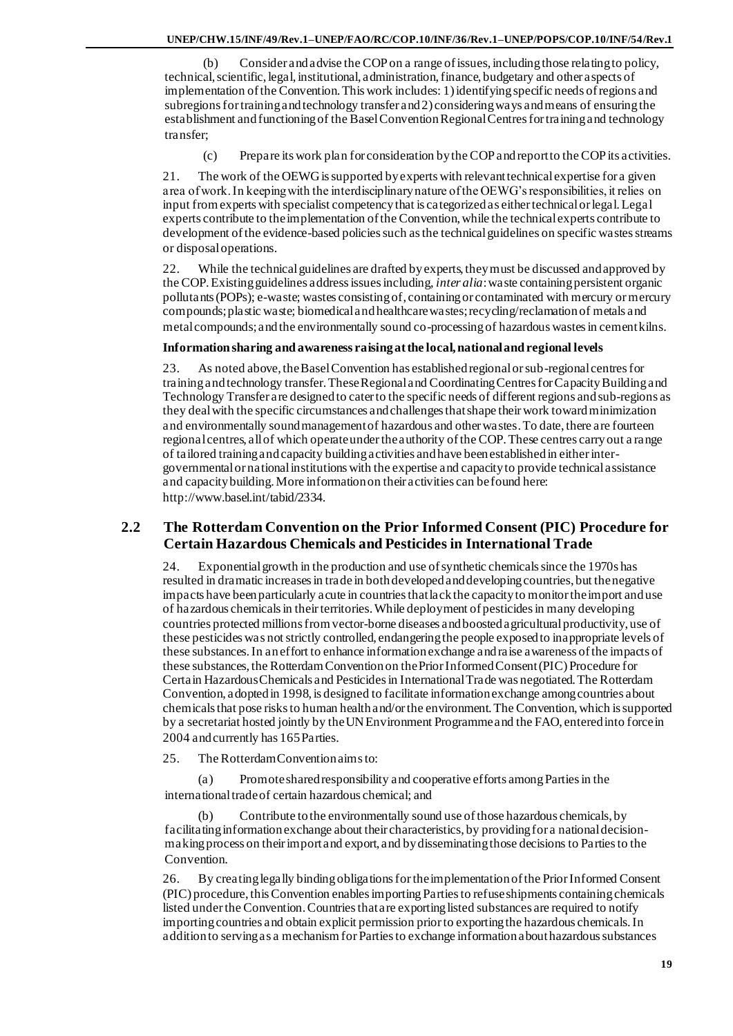(b) Consider and advise the COP on a range of issues, including those relating to policy, technical, scientific, legal, institutional, administration, finance, budgetary and other aspects of implementation of the Convention. This work includes: 1) identifying specific needs of regions and subregions for training and technology transfer and 2) considering ways and means of ensuring the establishment and functioning of the Basel Convention Regional Centres for training and technology transfer;

(c) Prepare its work plan for consideration by the COP and report to the COP its activities.

21. The work of the OEWG is supported by experts with relevant technical expertise for a given area of work. In keeping with the interdisciplinary nature of the OEWG's responsibilities, it relies on input from experts with specialist competency that is categorized as either technical or legal. Legal experts contribute to the implementation of the Convention, while the technical experts contribute to development of the evidence-based policies such as the technical guidelines on specific wastes streams or disposal operations.

22. While the technical guidelines are drafted by experts, they must be discussed and approved by the COP. Existing guidelines address issues including, *inter alia*: waste containing persistent organic pollutants (POPs); e-waste; wastes consisting of, containing or contaminated with mercury or mercury compounds; plastic waste; biomedical and healthcare wastes; recycling/reclamation of metals and metal compounds; and the environmentally sound co-processing of hazardous wastes in cement kilns.

**Information sharing and awareness raising at the local, national and regional levels**

23. As noted above, the Basel Convention has established regional or sub-regional centres for training and technology transfer. These Regional and Coordinating Centres for Capacity Building and Technology Transfer are designed to cater to the specific needs of different regions and sub-regions as they deal with the specific circumstances and challenges that shape their work toward minimization and environmentally sound management of hazardous and other wastes. To date, there are fourteen regional centres, all of which operate under the authority of the COP. These centres carry out a range of tailored training and capacity building activities and have been established in either inter-governmental or national institutions with the expertise and capacity to provide technical assistance and capacity building. More information on their activities can be found here: http://www.basel.int/tabid/2334.

## 2.2 The Rotterdam Convention on the Prior Informed Consent (PIC) Procedure for Certain Hazardous Chemicals and Pesticides in International Trade

24. Exponential growth in the production and use of synthetic chemicals since the 1970s has resulted in dramatic increases in trade in both developed and developing countries, but the negative impacts have been particularly acute in countries that lack the capacity to monitor the import and use of hazardous chemicals in their territories. While deployment of pesticides in many developing countries protected millions from vector-borne diseases and boosted agricultural productivity, use of these pesticides was not strictly controlled, endangering the people exposed to inappropriate levels of these substances. In an effort to enhance information exchange and raise awareness of the impacts of these substances, the Rotterdam Convention on the Prior Informed Consent (PIC) Procedure for Certain Hazardous Chemicals and Pesticides in International Trade was negotiated. The Rotterdam Convention, adopted in 1998, is designed to facilitate information exchange among countries about chemicals that pose risks to human health and/or the environment. The Convention, which is supported by a secretariat hosted jointly by the UN Environment Programme and the FAO, entered into force in 2004 and currently has 165 Parties.

25. The Rotterdam Convention aims to:

(a) Promote shared responsibility and cooperative efforts among Parties in the international trade of certain hazardous chemical; and

(b) Contribute to the environmentally sound use of those hazardous chemicals, by facilitating information exchange about their characteristics, by providing for a national decision-making process on their import and export, and by disseminating those decisions to Parties to the Convention.

26. By creating legally binding obligations for the implementation of the Prior Informed Consent (PIC) procedure, this Convention enables importing Parties to refuse shipments containing chemicals listed under the Convention. Countries that are exporting listed substances are required to notify importing countries and obtain explicit permission prior to exporting the hazardous chemicals. In addition to serving as a mechanism for Parties to exchange information about hazardous substances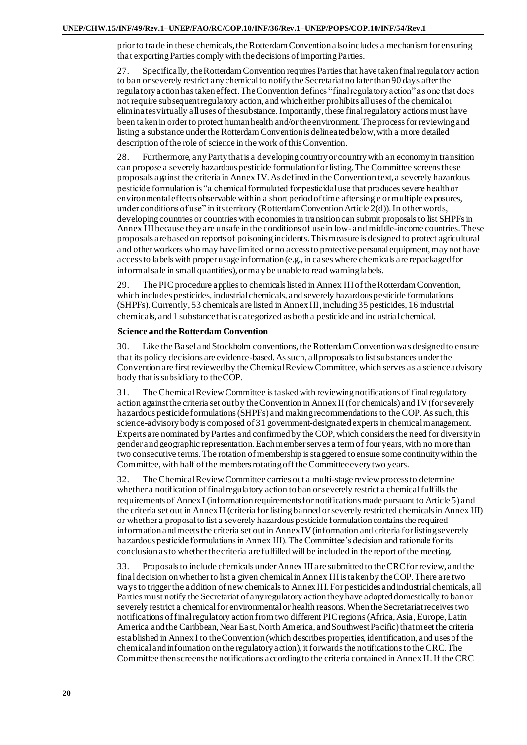prior to trade in these chemicals, the Rotterdam Convention also includes a mechanism for ensuring that exporting Parties comply with the decisions of importing Parties.

27. Specifically, the Rotterdam Convention requires Parties that have taken final regulatory action to ban or severely restrict any chemical to notify the Secretariat no later than 90 days after the regulatory action has taken effect. The Convention defines "final regulatory action" as one that does not require subsequent regulatory action, and which either prohibits all uses of the chemical or eliminates virtually all uses of the substance. Importantly, these final regulatory actions must have been taken in order to protect human health and/or the environment. The process for reviewing and listing a substance under the Rotterdam Convention is delineated below, with a more detailed description of the role of science in the work of this Convention.

28. Furthermore, any Party that is a developing country or country with an economy in transition can propose a severely hazardous pesticide formulation for listing. The Committee screens these proposals against the criteria in Annex IV. As defined in the Convention text, a severely hazardous pesticide formulation is "a chemical formulated for pesticidal use that produces severe health or environmental effects observable within a short period of time after single or multiple exposures, under conditions of use" in its territory (Rotterdam Convention Article 2(d)). In other words, developing countries or countries with economies in transition can submit proposals to list SHPFs in Annex III because they are unsafe in the conditions of use in low- and middle-income countries. These proposals are based on reports of poisoning incidents. This measure is designed to protect agricultural and other workers who may have limited or no access to protective personal equipment, may not have access to labels with proper usage information (e.g., in cases where chemicals are repackaged for informal sale in small quantities), or may be unable to read warning labels.

29. The PIC procedure applies to chemicals listed in Annex III of the Rotterdam Convention, which includes pesticides, industrial chemicals, and severely hazardous pesticide formulations (SHPFs). Currently, 53 chemicals are listed in Annex III, including 35 pesticides, 16 industrial chemicals, and 1 substance that is categorized as both a pesticide and industrial chemical.

**Science and the Rotterdam Convention**

30. Like the Basel and Stockholm conventions, the Rotterdam Convention was designed to ensure that its policy decisions are evidence-based. As such, all proposals to list substances under the Convention are first reviewed by the Chemical Review Committee, which serves as a science advisory body that is subsidiary to the COP.

31. The Chemical Review Committee is tasked with reviewing notifications of final regulatory action against the criteria set out by the Convention in Annex II (for chemicals) and IV (for severely hazardous pesticide formulations (SHPFs) and making recommendations to the COP. As such, this science-advisory body is composed of 31 government-designated experts in chemical management. Experts are nominated by Parties and confirmed by the COP, which considers the need for diversity in gender and geographic representation. Each member serves a term of four years, with no more than two consecutive terms. The rotation of membership is staggered to ensure some continuity within the Committee, with half of the members rotating off the Committee every two years.

32. The Chemical Review Committee carries out a multi-stage review process to determine whether a notification of final regulatory action to ban or severely restrict a chemical fulfills the requirements of Annex I (information requirements for notifications made pursuant to Article 5) and the criteria set out in Annex II (criteria for listing banned or severely restricted chemicals in Annex III) or whether a proposal to list a severely hazardous pesticide formulation contains the required information and meets the criteria set out in Annex IV (information and criteria for listing severely hazardous pesticide formulations in Annex III). The Committee's decision and rationale for its conclusion as to whether the criteria are fulfilled will be included in the report of the meeting.

33. Proposals to include chemicals under Annex III are submitted to the CRC for review, and the final decision on whether to list a given chemical in Annex III is taken by the COP. There are two ways to trigger the addition of new chemicals to Annex III. For pesticides and industrial chemicals, all Parties must notify the Secretariat of any regulatory action they have adopted domestically to ban or severely restrict a chemical for environmental or health reasons. When the Secretariat receives two notifications of final regulatory action from two different PIC regions (Africa, Asia, Europe, Latin America and the Caribbean, Near East, North America, and Southwest Pacific) that meet the criteria established in Annex I to the Convention (which describes properties, identification, and uses of the chemical and information on the regulatory action), it forwards the notifications to the CRC. The Committee then screens the notifications according to the criteria contained in Annex II. If the CRC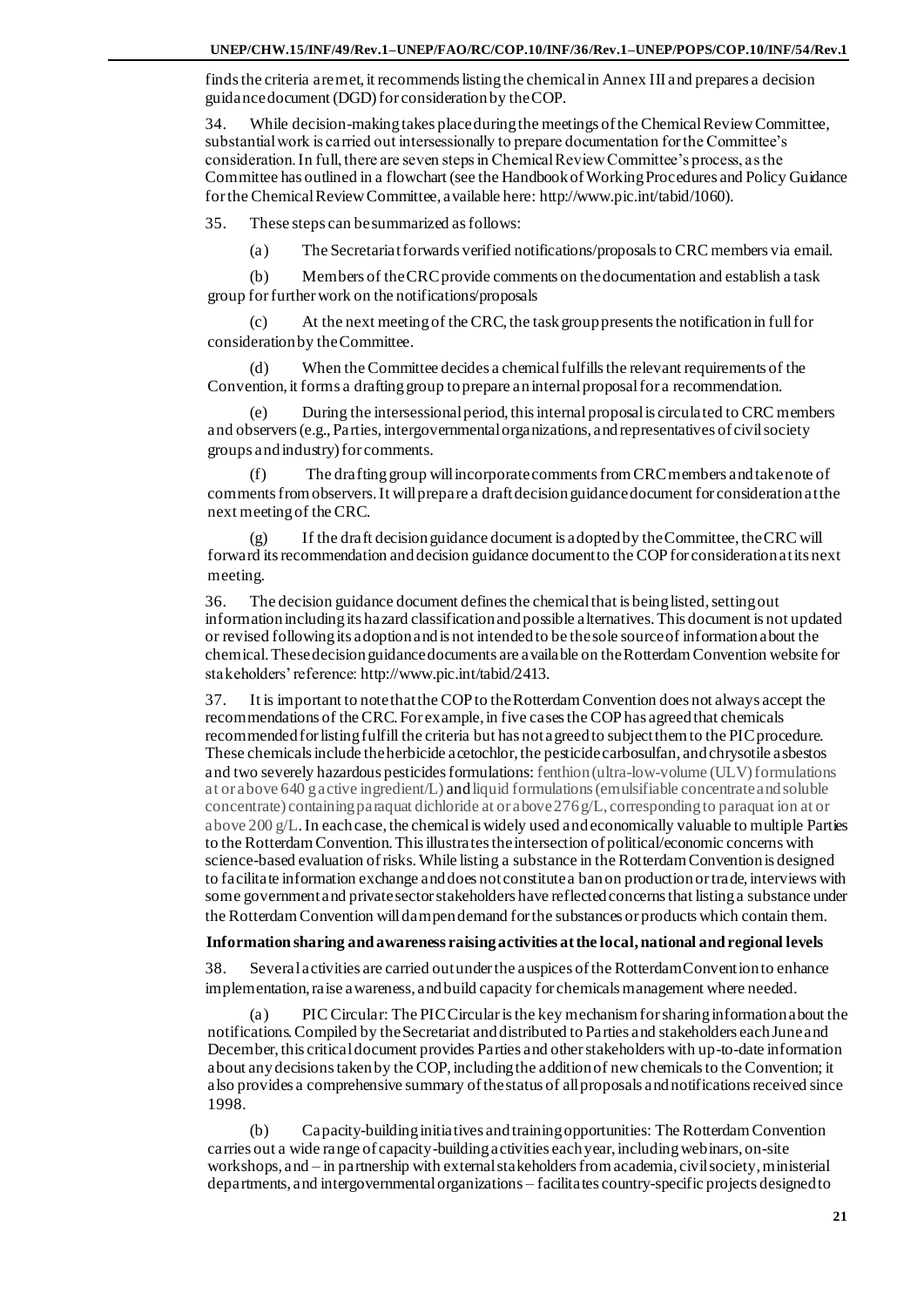finds the criteria are met, it recommends listing the chemical in Annex III and prepares a decision guidance document (DGD) for consideration by the COP.

34. While decision-making takes place during the meetings of the Chemical Review Committee, substantial work is carried out intersessionally to prepare documentation for the Committee's consideration. In full, there are seven steps in Chemical Review Committee's process, as the Committee has outlined in a flowchart (see the Handbook of Working Procedures and Policy Guidance for the Chemical Review Committee, available here: http://www.pic.int/tabid/1060).

35. These steps can be summarized as follows:

(a) The Secretariat forwards verified notifications/proposals to CRC members via email.

(b) Members of the CRC provide comments on the documentation and establish a task group for further work on the notifications/proposals

(c) At the next meeting of the CRC, the task group presents the notification in full for consideration by the Committee.

(d) When the Committee decides a chemical fulfills the relevant requirements of the Convention, it forms a drafting group to prepare an internal proposal for a recommendation.

(e) During the intersessional period, this internal proposal is circulated to CRC members and observers (e.g., Parties, intergovernmental organizations, and representatives of civil society groups and industry) for comments.

(f) The drafting group will incorporate comments from CRC members and take note of comments from observers. It will prepare a draft decision guidance document for consideration at the next meeting of the CRC.

(g) If the draft decision guidance document is adopted by the Committee, the CRC will forward its recommendation and decision guidance document to the COP for consideration at its next meeting.

36. The decision guidance document defines the chemical that is being listed, setting out information including its hazard classification and possible alternatives. This document is not updated or revised following its adoption and is not intended to be the sole source of information about the chemical. These decision guidance documents are available on the Rotterdam Convention website for stakeholders' reference: http://www.pic.int/tabid/2413.

37. It is important to note that the COP to the Rotterdam Convention does not always accept the recommendations of the CRC. For example, in five cases the COP has agreed that chemicals recommended for listing fulfill the criteria but has not agreed to subject them to the PIC procedure. These chemicals include the herbicide acetochlor, the pesticide carbosulfan, and chrysotile asbestos and two severely hazardous pesticides formulations: fenthion (ultra-low-volume (ULV) formulations at or above 640 g active ingredient/L) and liquid formulations (emulsifiable concentrate and soluble concentrate) containing paraquat dichloride at or above 276 g/L, corresponding to paraquat ion at or above 200 g/L. In each case, the chemical is widely used and economically valuable to multiple Parties to the Rotterdam Convention. This illustrates the intersection of political/economic concerns with science-based evaluation of risks. While listing a substance in the Rotterdam Convention is designed to facilitate information exchange and does not constitute a ban on production or trade, interviews with some government and private sector stakeholders have reflected concerns that listing a substance under the Rotterdam Convention will dampen demand for the substances or products which contain them.

**Information sharing and awareness raising activities at the local, national and regional levels**

38. Several activities are carried out under the auspices of the Rotterdam Convention to enhance implementation, raise awareness, and build capacity for chemicals management where needed.

(a) PIC Circular: The PIC Circular is the key mechanism for sharing information about the notifications. Compiled by the Secretariat and distributed to Parties and stakeholders each June and December, this critical document provides Parties and other stakeholders with up-to-date information about any decisions taken by the COP, including the addition of new chemicals to the Convention; it also provides a comprehensive summary of the status of all proposals and notifications received since 1998.

(b) Capacity-building initiatives and training opportunities: The Rotterdam Convention carries out a wide range of capacity-building activities each year, including webinars, on-site workshops, and – in partnership with external stakeholders from academia, civil society, ministerial departments, and intergovernmental organizations – facilitates country-specific projects designed to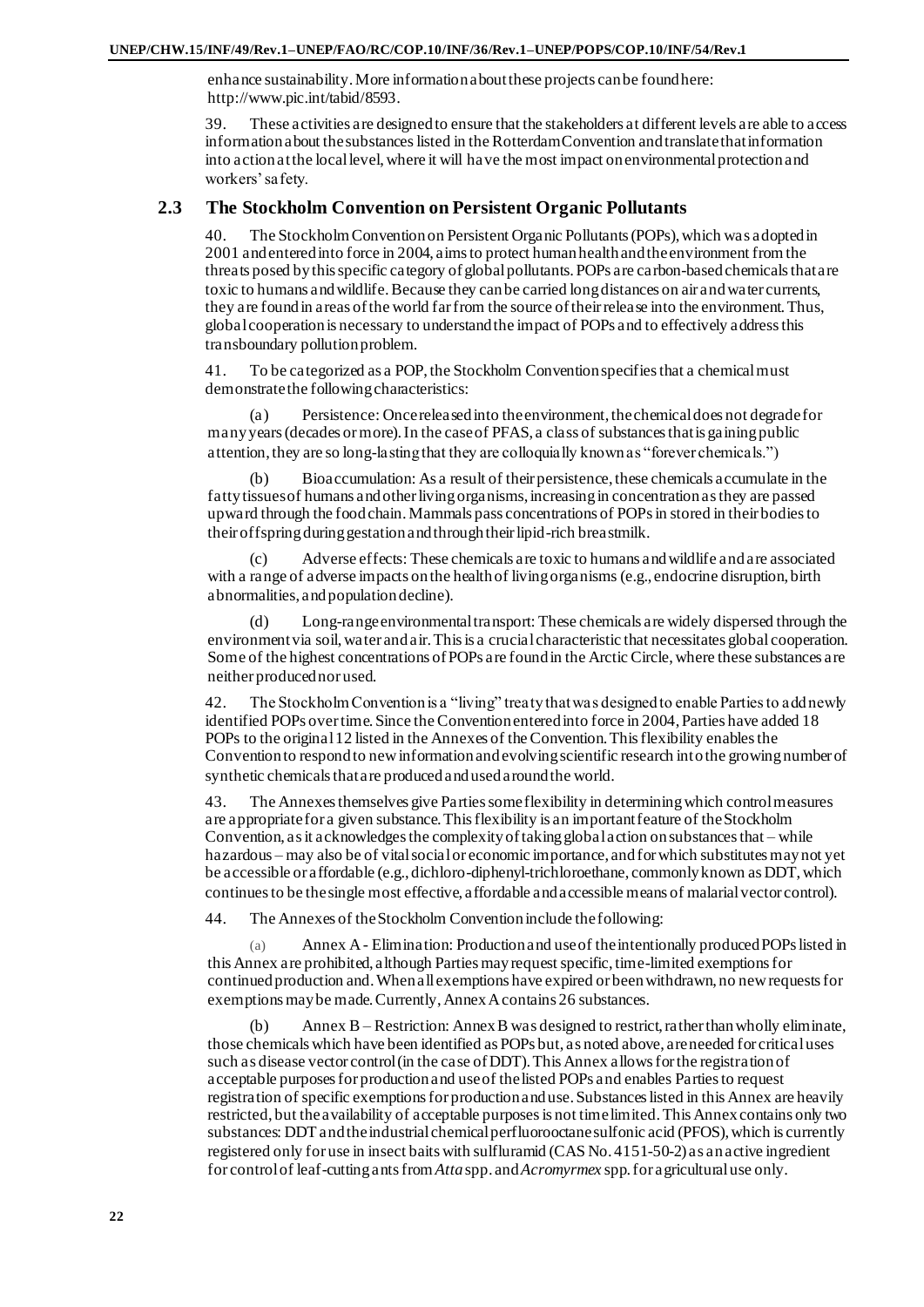enhance sustainability. More information about these projects can be found here: http://www.pic.int/tabid/8593.

39. These activities are designed to ensure that the stakeholders at different levels are able to access information about the substances listed in the Rotterdam Convention and translate that information into action at the local level, where it will have the most impact on environmental protection and workers' safety.

## 2.3 The Stockholm Convention on Persistent Organic Pollutants

40. The Stockholm Convention on Persistent Organic Pollutants (POPs), which was adopted in 2001 and entered into force in 2004, aims to protect human health and the environment from the threats posed by this specific category of global pollutants. POPs are carbon-based chemicals that are toxic to humans and wildlife. Because they can be carried long distances on air and water currents, they are found in areas of the world far from the source of their release into the environment. Thus, global cooperation is necessary to understand the impact of POPs and to effectively address this transboundary pollution problem.

41. To be categorized as a POP, the Stockholm Convention specifies that a chemical must demonstrate the following characteristics:

(a) Persistence: Once released into the environment, the chemical does not degrade for many years (decades or more). In the case of PFAS, a class of substances that is gaining public attention, they are so long-lasting that they are colloquially known as "forever chemicals.")

(b) Bioaccumulation: As a result of their persistence, these chemicals accumulate in the fatty tissues of humans and other living organisms, increasing in concentration as they are passed upward through the food chain. Mammals pass concentrations of POPs in stored in their bodies to their offspring during gestation and through their lipid-rich breastmilk.

(c) Adverse effects: These chemicals are toxic to humans and wildlife and are associated with a range of adverse impacts on the health of living organisms (e.g., endocrine disruption, birth abnormalities, and population decline).

(d) Long-range environmental transport: These chemicals are widely dispersed through the environment via soil, water and air. This is a crucial characteristic that necessitates global cooperation. Some of the highest concentrations of POPs are found in the Arctic Circle, where these substances are neither produced nor used.

42. The Stockholm Convention is a "living" treaty that was designed to enable Parties to add newly identified POPs over time. Since the Convention entered into force in 2004, Parties have added 18 POPs to the original 12 listed in the Annexes of the Convention. This flexibility enables the Convention to respond to new information and evolving scientific research into the growing number of synthetic chemicals that are produced and used around the world.

43. The Annexes themselves give Parties some flexibility in determining which control measures are appropriate for a given substance. This flexibility is an important feature of the Stockholm Convention, as it acknowledges the complexity of taking global action on substances that – while hazardous – may also be of vital social or economic importance, and for which substitutes may not yet be accessible or affordable (e.g., dichloro-diphenyl-trichloroethane, commonly known as DDT, which continues to be the single most effective, affordable and accessible means of malarial vector control).

44. The Annexes of the Stockholm Convention include the following:

(a) Annex A - Elimination: Production and use of the intentionally produced POPs listed in this Annex are prohibited, although Parties may request specific, time-limited exemptions for continued production and. When all exemptions have expired or been withdrawn, no new requests for exemptions may be made. Currently, Annex A contains 26 substances.

(b) Annex B – Restriction: Annex B was designed to restrict, rather than wholly eliminate, those chemicals which have been identified as POPs but, as noted above, are needed for critical uses such as disease vector control (in the case of DDT). This Annex allows for the registration of acceptable purposes for production and use of the listed POPs and enables Parties to request registration of specific exemptions for production and use. Substances listed in this Annex are heavily restricted, but the availability of acceptable purposes is not time limited. This Annex contains only two substances: DDT and the industrial chemical perfluorooctane sulfonic acid (PFOS), which is currently registered only for use in insect baits with sulfluramid (CAS No. 4151-50-2) as an active ingredient for control of leaf-cutting ants from *Atta* spp. and *Acromyrmex* spp. for agricultural use only.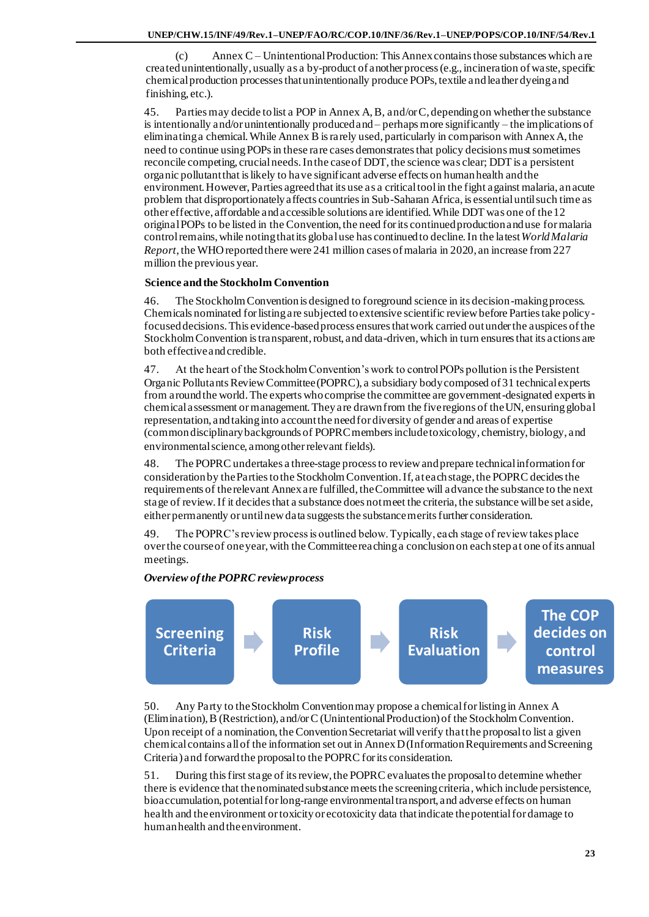(c) Annex C – Unintentional Production: This Annex contains those substances which are created unintentionally, usually as a by-product of another process (e.g., incineration of waste, specific chemical production processes that unintentionally produce POPs, textile and leather dyeing and finishing, etc.).

45. Parties may decide to list a POP in Annex A, B, and/or C, depending on whether the substance is intentionally and/or unintentionally produced and – perhaps more significantly – the implications of eliminating a chemical. While Annex B is rarely used, particularly in comparison with Annex A, the need to continue using POPs in these rare cases demonstrates that policy decisions must sometimes reconcile competing, crucial needs. In the case of DDT, the science was clear; DDT is a persistent organic pollutant that is likely to have significant adverse effects on human health and the environment. However, Parties agreed that its use as a critical tool in the fight against malaria, an acute problem that disproportionately affects countries in Sub-Saharan Africa, is essential until such time as other effective, affordable and accessible solutions are identified. While DDT was one of the 12 original POPs to be listed in the Convention, the need for its continued production and use for malaria control remains, while noting that its global use has continued to decline. In the latest *World Malaria Report*, the WHO reported there were 241 million cases of malaria in 2020, an increase from 227 million the previous year.

### Science and the Stockholm Convention

46. The Stockholm Convention is designed to foreground science in its decision-making process. Chemicals nominated for listing are subjected to extensive scientific review before Parties take policy-focused decisions. This evidence-based process ensures that work carried out under the auspices of the Stockholm Convention is transparent, robust, and data-driven, which in turn ensures that its actions are both effective and credible.

47. At the heart of the Stockholm Convention's work to control POPs pollution is the Persistent Organic Pollutants Review Committee (POPRC), a subsidiary body composed of 31 technical experts from around the world. The experts who comprise the committee are government-designated experts in chemical assessment or management. They are drawn from the five regions of the UN, ensuring global representation, and taking into account the need for diversity of gender and areas of expertise (common disciplinary backgrounds of POPRC members include toxicology, chemistry, biology, and environmental science, among other relevant fields).

48. The POPRC undertakes a three-stage process to review and prepare technical information for consideration by the Parties to the Stockholm Convention. If, at each stage, the POPRC decides the requirements of the relevant Annex are fulfilled, the Committee will advance the substance to the next stage of review. If it decides that a substance does not meet the criteria, the substance will be set aside, either permanently or until new data suggests the substance merits further consideration.

49. The POPRC's review process is outlined below. Typically, each stage of review takes place over the course of one year, with the Committee reaching a conclusion on each step at one of its annual meetings.

***Overview of the POPRC review process***

Screening Criteria → Risk Profile → Risk Evaluation → The COP decides on control measures

50. Any Party to the Stockholm Convention may propose a chemical for listing in Annex A (Elimination), B (Restriction), and/or C (Unintentional Production) of the Stockholm Convention. Upon receipt of a nomination, the Convention Secretariat will verify that the proposal to list a given chemical contains all of the information set out in Annex D (Information Requirements and Screening Criteria) and forward the proposal to the POPRC for its consideration.

51. During this first stage of its review, the POPRC evaluates the proposal to determine whether there is evidence that the nominated substance meets the screening criteria, which include persistence, bioaccumulation, potential for long-range environmental transport, and adverse effects on human health and the environment or toxicity or ecotoxicity data that indicate the potential for damage to human health and the environment.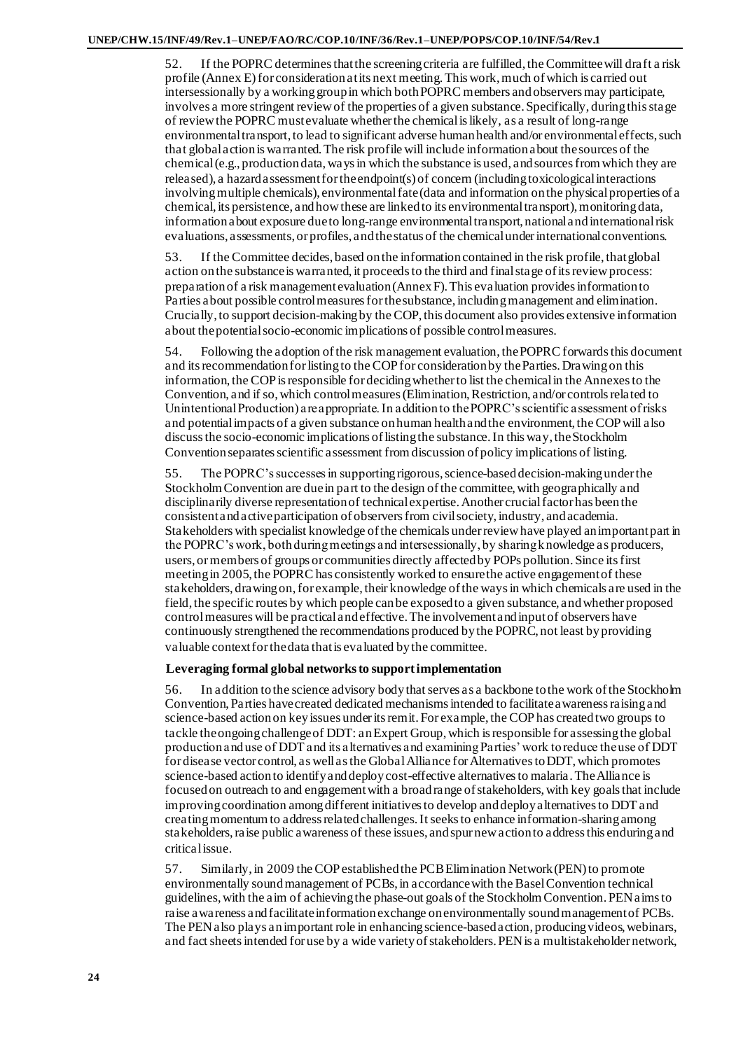52. If the POPRC determines that the screening criteria are fulfilled, the Committee will draft a risk profile (Annex E) for consideration at its next meeting. This work, much of which is carried out intersessionally by a working group in which both POPRC members and observers may participate, involves a more stringent review of the properties of a given substance. Specifically, during this stage of review the POPRC must evaluate whether the chemical is likely, as a result of long-range environmental transport, to lead to significant adverse human health and/or environmental effects, such that global action is warranted. The risk profile will include information about the sources of the chemical (e.g., production data, ways in which the substance is used, and sources from which they are released), a hazard assessment for the endpoint(s) of concern (including toxicological interactions involving multiple chemicals), environmental fate (data and information on the physical properties of a chemical, its persistence, and how these are linked to its environmental transport), monitoring data, information about exposure due to long-range environmental transport, national and international risk evaluations, assessments, or profiles, and the status of the chemical under international conventions.

53. If the Committee decides, based on the information contained in the risk profile, that global action on the substance is warranted, it proceeds to the third and final stage of its review process: preparation of a risk management evaluation (Annex F). This evaluation provides information to Parties about possible control measures for the substance, including management and elimination. Crucially, to support decision-making by the COP, this document also provides extensive information about the potential socio-economic implications of possible control measures.

54. Following the adoption of the risk management evaluation, the POPRC forwards this document and its recommendation for listing to the COP for consideration by the Parties. Drawing on this information, the COP is responsible for deciding whether to list the chemical in the Annexes to the Convention, and if so, which control measures (Elimination, Restriction, and/or controls related to Unintentional Production) are appropriate. In addition to the POPRC's scientific assessment of risks and potential impacts of a given substance on human health and the environment, the COP will also discuss the socio-economic implications of listing the substance. In this way, the Stockholm Convention separates scientific assessment from discussion of policy implications of listing.

55. The POPRC's successes in supporting rigorous, science-based decision-making under the Stockholm Convention are due in part to the design of the committee, with geographically and disciplinarily diverse representation of technical expertise. Another crucial factor has been the consistent and active participation of observers from civil society, industry, and academia. Stakeholders with specialist knowledge of the chemicals under review have played an important part in the POPRC's work, both during meetings and intersessionally, by sharing knowledge as producers, users, or members of groups or communities directly affected by POPs pollution. Since its first meeting in 2005, the POPRC has consistently worked to ensure the active engagement of these stakeholders, drawing on, for example, their knowledge of the ways in which chemicals are used in the field, the specific routes by which people can be exposed to a given substance, and whether proposed control measures will be practical and effective. The involvement and input of observers have continuously strengthened the recommendations produced by the POPRC, not least by providing valuable context for the data that is evaluated by the committee.

### Leveraging formal global networks to support implementation

56. In addition to the science advisory body that serves as a backbone to the work of the Stockholm Convention, Parties have created dedicated mechanisms intended to facilitate awareness raising and science-based action on key issues under its remit. For example, the COP has created two groups to tackle the ongoing challenge of DDT: an Expert Group, which is responsible for assessing the global production and use of DDT and its alternatives and examining Parties' work to reduce the use of DDT for disease vector control, as well as the Global Alliance for Alternatives to DDT, which promotes science-based action to identify and deploy cost-effective alternatives to malaria. The Alliance is focused on outreach to and engagement with a broad range of stakeholders, with key goals that include improving coordination among different initiatives to develop and deploy alternatives to DDT and creating momentum to address related challenges. It seeks to enhance information-sharing among stakeholders, raise public awareness of these issues, and spur new action to address this enduring and critical issue.

57. Similarly, in 2009 the COP established the PCB Elimination Network (PEN) to promote environmentally sound management of PCBs, in accordance with the Basel Convention technical guidelines, with the aim of achieving the phase-out goals of the Stockholm Convention. PEN aims to raise awareness and facilitate information exchange on environmentally sound management of PCBs. The PEN also plays an important role in enhancing science-based action, producing videos, webinars, and fact sheets intended for use by a wide variety of stakeholders. PEN is a multistakeholder network,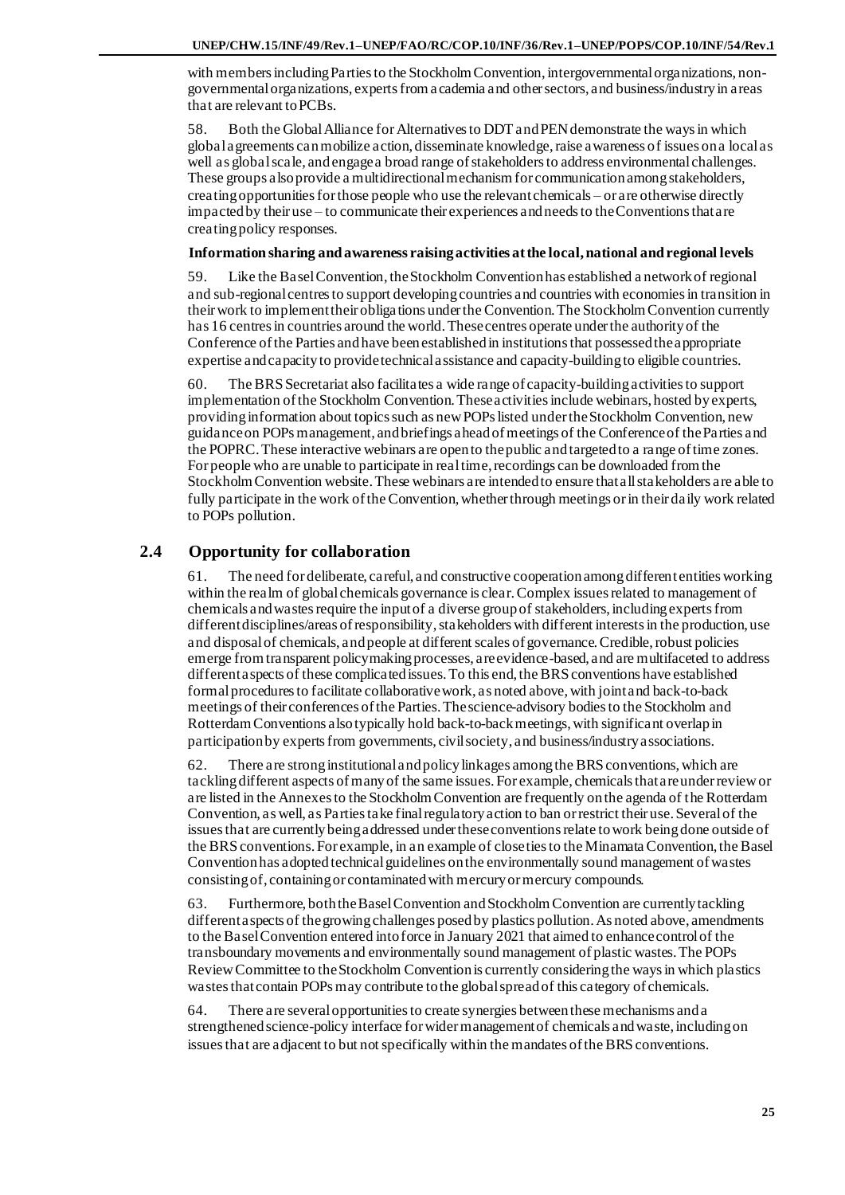with members including Parties to the Stockholm Convention, intergovernmental organizations, non-governmental organizations, experts from academia and other sectors, and business/industry in areas that are relevant to PCBs.

58. Both the Global Alliance for Alternatives to DDT and PEN demonstrate the ways in which global agreements can mobilize action, disseminate knowledge, raise awareness of issues on a local as well as global scale, and engage a broad range of stakeholders to address environmental challenges. These groups also provide a multidirectional mechanism for communication among stakeholders, creating opportunities for those people who use the relevant chemicals – or are otherwise directly impacted by their use – to communicate their experiences and needs to the Conventions that are creating policy responses.

**Information sharing and awareness raising activities at the local, national and regional levels**

59. Like the Basel Convention, the Stockholm Convention has established a network of regional and sub-regional centres to support developing countries and countries with economies in transition in their work to implement their obligations under the Convention. The Stockholm Convention currently has 16 centres in countries around the world. These centres operate under the authority of the Conference of the Parties and have been established in institutions that possessed the appropriate expertise and capacity to provide technical assistance and capacity-building to eligible countries.

60. The BRS Secretariat also facilitates a wide range of capacity-building activities to support implementation of the Stockholm Convention. These activities include webinars, hosted by experts, providing information about topics such as new POPs listed under the Stockholm Convention, new guidance on POPs management, and briefings ahead of meetings of the Conference of the Parties and the POPRC. These interactive webinars are open to the public and targeted to a range of time zones. For people who are unable to participate in real time, recordings can be downloaded from the Stockholm Convention website. These webinars are intended to ensure that all stakeholders are able to fully participate in the work of the Convention, whether through meetings or in their daily work related to POPs pollution.

## 2.4 Opportunity for collaboration

61. The need for deliberate, careful, and constructive cooperation among different entities working within the realm of global chemicals governance is clear. Complex issues related to management of chemicals and wastes require the input of a diverse group of stakeholders, including experts from different disciplines/areas of responsibility, stakeholders with different interests in the production, use and disposal of chemicals, and people at different scales of governance. Credible, robust policies emerge from transparent policymaking processes, are evidence-based, and are multifaceted to address different aspects of these complicated issues. To this end, the BRS conventions have established formal procedures to facilitate collaborative work, as noted above, with joint and back-to-back meetings of their conferences of the Parties. The science-advisory bodies to the Stockholm and Rotterdam Conventions also typically hold back-to-back meetings, with significant overlap in participation by experts from governments, civil society, and business/industry associations.

62. There are strong institutional and policy linkages among the BRS conventions, which are tackling different aspects of many of the same issues. For example, chemicals that are under review or are listed in the Annexes to the Stockholm Convention are frequently on the agenda of the Rotterdam Convention, as well, as Parties take final regulatory action to ban or restrict their use. Several of the issues that are currently being addressed under these conventions relate to work being done outside of the BRS conventions. For example, in an example of close ties to the Minamata Convention, the Basel Convention has adopted technical guidelines on the environmentally sound management of wastes consisting of, containing or contaminated with mercury or mercury compounds.

63. Furthermore, both the Basel Convention and Stockholm Convention are currently tackling different aspects of the growing challenges posed by plastics pollution. As noted above, amendments to the Basel Convention entered into force in January 2021 that aimed to enhance control of the transboundary movements and environmentally sound management of plastic wastes. The POPs Review Committee to the Stockholm Convention is currently considering the ways in which plastics wastes that contain POPs may contribute to the global spread of this category of chemicals.

64. There are several opportunities to create synergies between these mechanisms and a strengthened science-policy interface for wider management of chemicals and waste, including on issues that are adjacent to but not specifically within the mandates of the BRS conventions.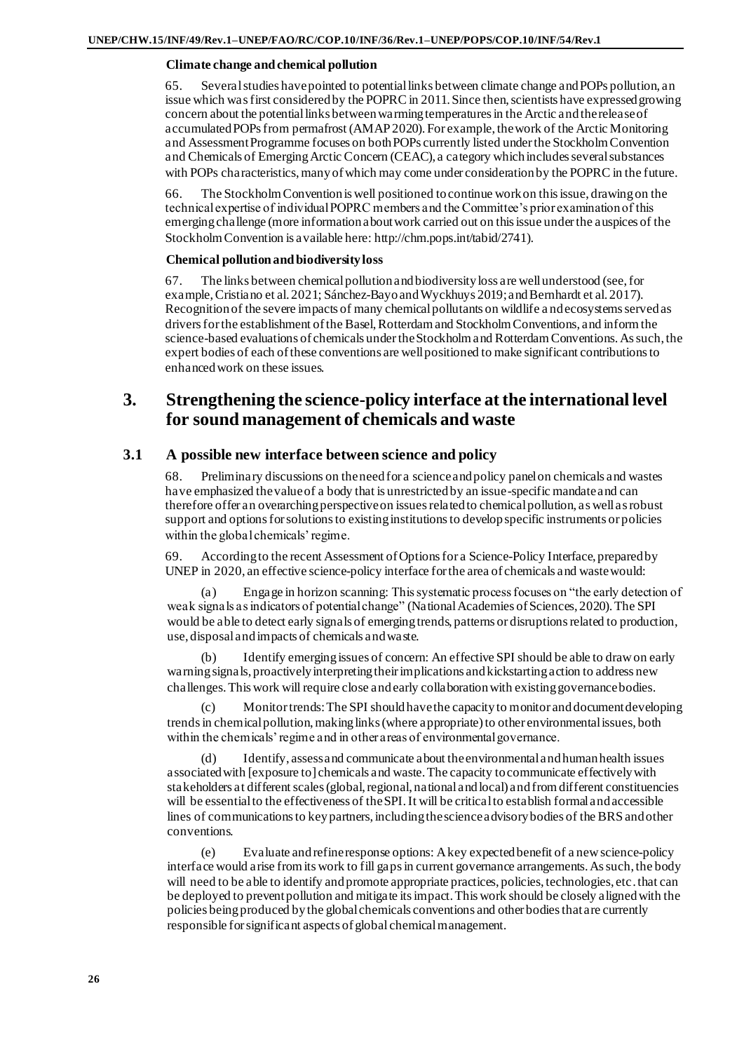**Climate change and chemical pollution**

65. Several studies have pointed to potential links between climate change and POPs pollution, an issue which was first considered by the POPRC in 2011. Since then, scientists have expressed growing concern about the potential links between warming temperatures in the Arctic and the release of accumulated POPs from permafrost (AMAP 2020). For example, the work of the Arctic Monitoring and Assessment Programme focuses on both POPs currently listed under the Stockholm Convention and Chemicals of Emerging Arctic Concern (CEAC), a category which includes several substances with POPs characteristics, many of which may come under consideration by the POPRC in the future.

66. The Stockholm Convention is well positioned to continue work on this issue, drawing on the technical expertise of individual POPRC members and the Committee's prior examination of this emerging challenge (more information about work carried out on this issue under the auspices of the Stockholm Convention is available here: http://chm.pops.int/tabid/2741).

**Chemical pollution and biodiversity loss**

67. The links between chemical pollution and biodiversity loss are well understood (see, for example, Cristiano et al. 2021; Sánchez-Bayo and Wyckhuys 2019; and Bernhardt et al. 2017). Recognition of the severe impacts of many chemical pollutants on wildlife and ecosystems served as drivers for the establishment of the Basel, Rotterdam and Stockholm Conventions, and inform the science-based evaluations of chemicals under the Stockholm and Rotterdam Conventions. As such, the expert bodies of each of these conventions are well positioned to make significant contributions to enhanced work on these issues.

## 3. Strengthening the science-policy interface at the international level for sound management of chemicals and waste

### 3.1 A possible new interface between science and policy

68. Preliminary discussions on the need for a science and policy panel on chemicals and wastes have emphasized the value of a body that is unrestricted by an issue-specific mandate and can therefore offer an overarching perspective on issues related to chemical pollution, as well as robust support and options for solutions to existing institutions to develop specific instruments or policies within the global chemicals' regime.

69. According to the recent Assessment of Options for a Science-Policy Interface, prepared by UNEP in 2020, an effective science-policy interface for the area of chemicals and waste would:

(a) Engage in horizon scanning: This systematic process focuses on "the early detection of weak signals as indicators of potential change" (National Academies of Sciences, 2020). The SPI would be able to detect early signals of emerging trends, patterns or disruptions related to production, use, disposal and impacts of chemicals and waste.

(b) Identify emerging issues of concern: An effective SPI should be able to draw on early warning signals, proactively interpreting their implications and kickstarting action to address new challenges. This work will require close and early collaboration with existing governance bodies.

(c) Monitor trends: The SPI should have the capacity to monitor and document developing trends in chemical pollution, making links (where appropriate) to other environmental issues, both within the chemicals' regime and in other areas of environmental governance.

(d) Identify, assess and communicate about the environmental and human health issues associated with [exposure to] chemicals and waste. The capacity to communicate effectively with stakeholders at different scales (global, regional, national and local) and from different constituencies will be essential to the effectiveness of the SPI. It will be critical to establish formal and accessible lines of communications to key partners, including the science advisory bodies of the BRS and other conventions.

(e) Evaluate and refine response options: A key expected benefit of a new science-policy interface would arise from its work to fill gaps in current governance arrangements. As such, the body will need to be able to identify and promote appropriate practices, policies, technologies, etc. that can be deployed to prevent pollution and mitigate its impact. This work should be closely aligned with the policies being produced by the global chemicals conventions and other bodies that are currently responsible for significant aspects of global chemical management.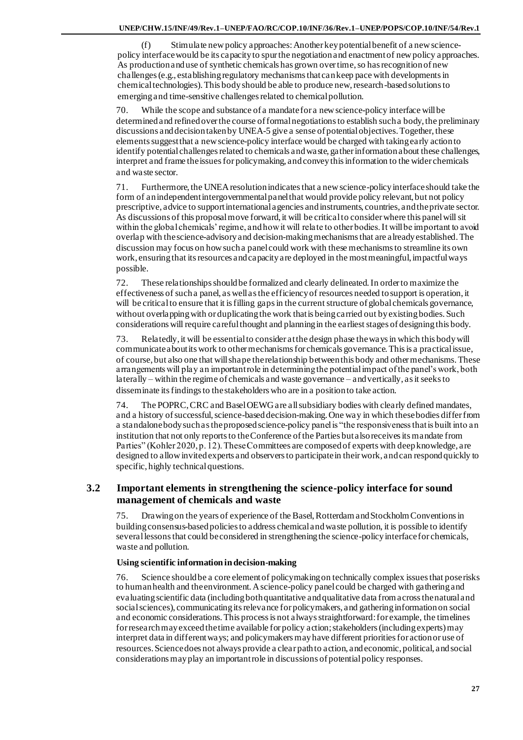(f) Stimulate new policy approaches: Another key potential benefit of a new science-policy interface would be its capacity to spur the negotiation and enactment of new policy approaches. As production and use of synthetic chemicals has grown over time, so has recognition of new challenges (e.g., establishing regulatory mechanisms that can keep pace with developments in chemical technologies). This body should be able to produce new, research-based solutions to emerging and time-sensitive challenges related to chemical pollution.

70. While the scope and substance of a mandate for a new science-policy interface will be determined and refined over the course of formal negotiations to establish such a body, the preliminary discussions and decision taken by UNEA-5 give a sense of potential objectives. Together, these elements suggest that a new science-policy interface would be charged with taking early action to identify potential challenges related to chemicals and waste, gather information about these challenges, interpret and frame the issues for policymaking, and convey this information to the wider chemicals and waste sector.

71. Furthermore, the UNEA resolution indicates that a new science-policy interface should take the form of an independent intergovernmental panel that would provide policy relevant, but not policy prescriptive, advice to support international agencies and instruments, countries, and the private sector. As discussions of this proposal move forward, it will be critical to consider where this panel will sit within the global chemicals' regime, and how it will relate to other bodies. It will be important to avoid overlap with the science-advisory and decision-making mechanisms that are already established. The discussion may focus on how such a panel could work with these mechanisms to streamline its own work, ensuring that its resources and capacity are deployed in the most meaningful, impactful ways possible.

72. These relationships should be formalized and clearly delineated. In order to maximize the effectiveness of such a panel, as well as the efficiency of resources needed to support is operation, it will be critical to ensure that it is filling gaps in the current structure of global chemicals governance, without overlapping with or duplicating the work that is being carried out by existing bodies. Such considerations will require careful thought and planning in the earliest stages of designing this body.

73. Relatedly, it will be essential to consider at the design phase the ways in which this body will communicate about its work to other mechanisms for chemicals governance. This is a practical issue, of course, but also one that will shape the relationship between this body and other mechanisms. These arrangements will play an important role in determining the potential impact of the panel's work, both laterally – within the regime of chemicals and waste governance – and vertically, as it seeks to disseminate its findings to the stakeholders who are in a position to take action.

74. The POPRC, CRC and Basel OEWG are all subsidiary bodies with clearly defined mandates, and a history of successful, science-based decision-making. One way in which these bodies differ from a standalone body such as the proposed science-policy panel is "the responsiveness that is built into an institution that not only reports to the Conference of the Parties but also receives its mandate from Parties" (Kohler 2020, p. 12). These Committees are composed of experts with deep knowledge, are designed to allow invited experts and observers to participate in their work, and can respond quickly to specific, highly technical questions.

## 3.2 Important elements in strengthening the science-policy interface for sound management of chemicals and waste

75. Drawing on the years of experience of the Basel, Rotterdam and Stockholm Conventions in building consensus-based policies to address chemical and waste pollution, it is possible to identify several lessons that could be considered in strengthening the science-policy interface for chemicals, waste and pollution.

**Using scientific information in decision-making**

76. Science should be a core element of policymaking on technically complex issues that pose risks to human health and the environment. A science-policy panel could be charged with gathering and evaluating scientific data (including both quantitative and qualitative data from across the natural and social sciences), communicating its relevance for policymakers, and gathering information on social and economic considerations. This process is not always straightforward: for example, the timelines for research may exceed the time available for policy action; stakeholders (including experts) may interpret data in different ways; and policymakers may have different priorities for action or use of resources. Science does not always provide a clear path to action, and economic, political, and social considerations may play an important role in discussions of potential policy responses.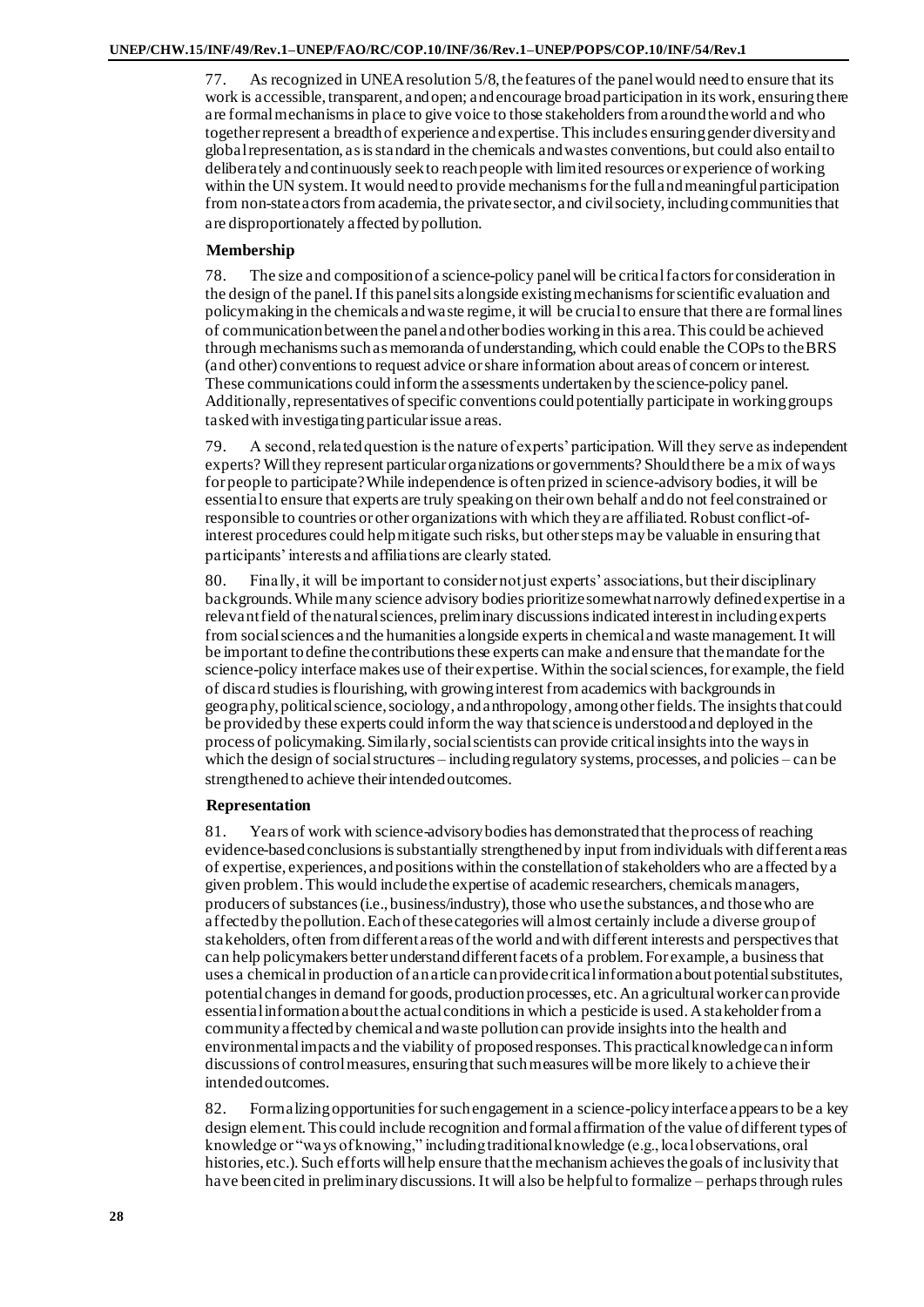77. As recognized in UNEA resolution 5/8, the features of the panel would need to ensure that its work is accessible, transparent, and open; and encourage broad participation in its work, ensuring there are formal mechanisms in place to give voice to those stakeholders from around the world and who together represent a breadth of experience and expertise. This includes ensuring gender diversity and global representation, as is standard in the chemicals and wastes conventions, but could also entail to deliberately and continuously seek to reach people with limited resources or experience of working within the UN system. It would need to provide mechanisms for the full and meaningful participation from non-state actors from academia, the private sector, and civil society, including communities that are disproportionately affected by pollution.

### Membership

78. The size and composition of a science-policy panel will be critical factors for consideration in the design of the panel. If this panel sits alongside existing mechanisms for scientific evaluation and policymaking in the chemicals and waste regime, it will be crucial to ensure that there are formal lines of communication between the panel and other bodies working in this area. This could be achieved through mechanisms such as memoranda of understanding, which could enable the COPs to the BRS (and other) conventions to request advice or share information about areas of concern or interest. These communications could inform the assessments undertaken by the science-policy panel. Additionally, representatives of specific conventions could potentially participate in working groups tasked with investigating particular issue areas.

79. A second, related question is the nature of experts' participation. Will they serve as independent experts? Will they represent particular organizations or governments? Should there be a mix of ways for people to participate? While independence is often prized in science-advisory bodies, it will be essential to ensure that experts are truly speaking on their own behalf and do not feel constrained or responsible to countries or other organizations with which they are affiliated. Robust conflict-of-interest procedures could help mitigate such risks, but other steps may be valuable in ensuring that participants' interests and affiliations are clearly stated.

80. Finally, it will be important to consider not just experts' associations, but their disciplinary backgrounds. While many science advisory bodies prioritize somewhat narrowly defined expertise in a relevant field of the natural sciences, preliminary discussions indicated interest in including experts from social sciences and the humanities alongside experts in chemical and waste management. It will be important to define the contributions these experts can make and ensure that the mandate for the science-policy interface makes use of their expertise. Within the social sciences, for example, the field of discard studies is flourishing, with growing interest from academics with backgrounds in geography, political science, sociology, and anthropology, among other fields. The insights that could be provided by these experts could inform the way that science is understood and deployed in the process of policymaking. Similarly, social scientists can provide critical insights into the ways in which the design of social structures – including regulatory systems, processes, and policies – can be strengthened to achieve their intended outcomes.

### Representation

81. Years of work with science-advisory bodies has demonstrated that the process of reaching evidence-based conclusions is substantially strengthened by input from individuals with different areas of expertise, experiences, and positions within the constellation of stakeholders who are affected by a given problem. This would include the expertise of academic researchers, chemicals managers, producers of substances (i.e., business/industry), those who use the substances, and those who are affected by the pollution. Each of these categories will almost certainly include a diverse group of stakeholders, often from different areas of the world and with different interests and perspectives that can help policymakers better understand different facets of a problem. For example, a business that uses a chemical in production of an article can provide critical information about potential substitutes, potential changes in demand for goods, production processes, etc. An agricultural worker can provide essential information about the actual conditions in which a pesticide is used. A stakeholder from a community affected by chemical and waste pollution can provide insights into the health and environmental impacts and the viability of proposed responses. This practical knowledge can inform discussions of control measures, ensuring that such measures will be more likely to achieve their intended outcomes.

82. Formalizing opportunities for such engagement in a science-policy interface appears to be a key design element. This could include recognition and formal affirmation of the value of different types of knowledge or "ways of knowing," including traditional knowledge (e.g., local observations, oral histories, etc.). Such efforts will help ensure that the mechanism achieves the goals of inclusivity that have been cited in preliminary discussions. It will also be helpful to formalize – perhaps through rules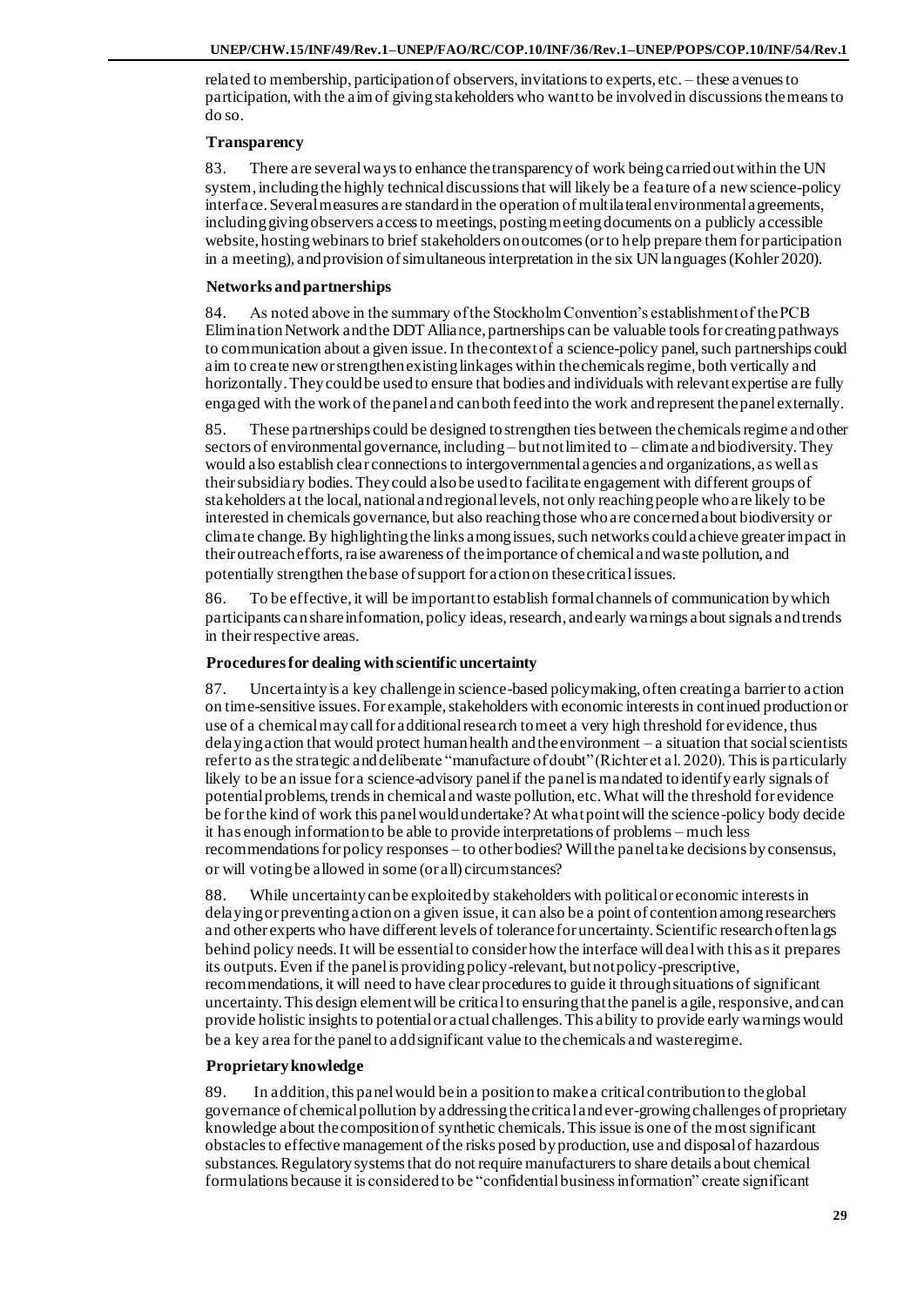related to membership, participation of observers, invitations to experts, etc. – these avenues to participation, with the aim of giving stakeholders who want to be involved in discussions the means to do so.

### Transparency

83. There are several ways to enhance the transparency of work being carried out within the UN system, including the highly technical discussions that will likely be a feature of a new science-policy interface. Several measures are standard in the operation of multilateral environmental agreements, including giving observers access to meetings, posting meeting documents on a publicly accessible website, hosting webinars to brief stakeholders on outcomes (or to help prepare them for participation in a meeting), and provision of simultaneous interpretation in the six UN languages (Kohler 2020).

### Networks and partnerships

84. As noted above in the summary of the Stockholm Convention's establishment of the PCB Elimination Network and the DDT Alliance, partnerships can be valuable tools for creating pathways to communication about a given issue. In the context of a science-policy panel, such partnerships could aim to create new or strengthen existing linkages within the chemicals regime, both vertically and horizontally. They could be used to ensure that bodies and individuals with relevant expertise are fully engaged with the work of the panel and can both feed into the work and represent the panel externally.

85. These partnerships could be designed to strengthen ties between the chemicals regime and other sectors of environmental governance, including – but not limited to – climate and biodiversity. They would also establish clear connections to intergovernmental agencies and organizations, as well as their subsidiary bodies. They could also be used to facilitate engagement with different groups of stakeholders at the local, national and regional levels, not only reaching people who are likely to be interested in chemicals governance, but also reaching those who are concerned about biodiversity or climate change. By highlighting the links among issues, such networks could achieve greater impact in their outreach efforts, raise awareness of the importance of chemical and waste pollution, and potentially strengthen the base of support for action on these critical issues.

86. To be effective, it will be important to establish formal channels of communication by which participants can share information, policy ideas, research, and early warnings about signals and trends in their respective areas.

### Procedures for dealing with scientific uncertainty

87. Uncertainty is a key challenge in science-based policymaking, often creating a barrier to action on time-sensitive issues. For example, stakeholders with economic interests in continued production or use of a chemical may call for additional research to meet a very high threshold for evidence, thus delaying action that would protect human health and the environment – a situation that social scientists refer to as the strategic and deliberate "manufacture of doubt" (Richter et al. 2020). This is particularly likely to be an issue for a science-advisory panel if the panel is mandated to identify early signals of potential problems, trends in chemical and waste pollution, etc. What will the threshold for evidence be for the kind of work this panel would undertake? At what point will the science-policy body decide it has enough information to be able to provide interpretations of problems – much less recommendations for policy responses – to other bodies? Will the panel take decisions by consensus, or will voting be allowed in some (or all) circumstances?

88. While uncertainty can be exploited by stakeholders with political or economic interests in delaying or preventing action on a given issue, it can also be a point of contention among researchers and other experts who have different levels of tolerance for uncertainty. Scientific research often lags behind policy needs. It will be essential to consider how the interface will deal with this as it prepares its outputs. Even if the panel is providing policy-relevant, but not policy-prescriptive, recommendations, it will need to have clear procedures to guide it through situations of significant uncertainty. This design element will be critical to ensuring that the panel is agile, responsive, and can provide holistic insights to potential or actual challenges. This ability to provide early warnings would be a key area for the panel to add significant value to the chemicals and waste regime.

### Proprietary knowledge

89. In addition, this panel would be in a position to make a critical contribution to the global governance of chemical pollution by addressing the critical and ever-growing challenges of proprietary knowledge about the composition of synthetic chemicals. This issue is one of the most significant obstacles to effective management of the risks posed by production, use and disposal of hazardous substances. Regulatory systems that do not require manufacturers to share details about chemical formulations because it is considered to be "confidential business information" create significant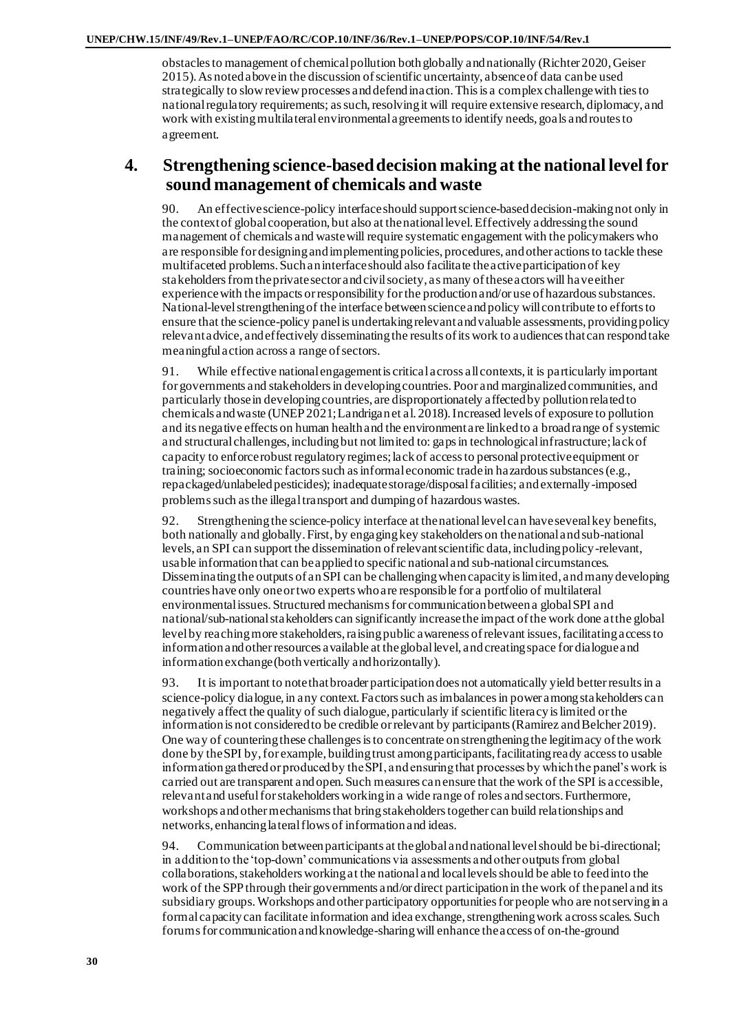obstacles to management of chemical pollution both globally and nationally (Richter 2020, Geiser 2015). As noted above in the discussion of scientific uncertainty, absence of data can be used strategically to slow review processes and defend inaction. This is a complex challenge with ties to national regulatory requirements; as such, resolving it will require extensive research, diplomacy, and work with existing multilateral environmental agreements to identify needs, goals and routes to agreement.

## 4. Strengthening science-based decision making at the national level for sound management of chemicals and waste

90. An effective science-policy interface should support science-based decision-making not only in the context of global cooperation, but also at the national level. Effectively addressing the sound management of chemicals and waste will require systematic engagement with the policymakers who are responsible for designing and implementing policies, procedures, and other actions to tackle these multifaceted problems. Such an interface should also facilitate the active participation of key stakeholders from the private sector and civil society, as many of these actors will have either experience with the impacts or responsibility for the production and/or use of hazardous substances. National-level strengthening of the interface between science and policy will contribute to efforts to ensure that the science-policy panel is undertaking relevant and valuable assessments, providing policy relevant advice, and effectively disseminating the results of its work to audiences that can respond take meaningful action across a range of sectors.

91. While effective national engagement is critical across all contexts, it is particularly important for governments and stakeholders in developing countries. Poor and marginalized communities, and particularly those in developing countries, are disproportionately affected by pollution related to chemicals and waste (UNEP 2021; Landrigan et al. 2018). Increased levels of exposure to pollution and its negative effects on human health and the environment are linked to a broad range of systemic and structural challenges, including but not limited to: gaps in technological infrastructure; lack of capacity to enforce robust regulatory regimes; lack of access to personal protective equipment or training; socioeconomic factors such as informal economic trade in hazardous substances (e.g., repackaged/unlabeled pesticides); inadequate storage/disposal facilities; and externally-imposed problems such as the illegal transport and dumping of hazardous wastes.

92. Strengthening the science-policy interface at the national level can have several key benefits, both nationally and globally. First, by engaging key stakeholders on the national and sub-national levels, an SPI can support the dissemination of relevant scientific data, including policy-relevant, usable information that can be applied to specific national and sub-national circumstances. Disseminating the outputs of an SPI can be challenging when capacity is limited, and many developing countries have only one or two experts who are responsible for a portfolio of multilateral environmental issues. Structured mechanisms for communication between a global SPI and national/sub-national stakeholders can significantly increase the impact of the work done at the global level by reaching more stakeholders, raising public awareness of relevant issues, facilitating access to information and other resources available at the global level, and creating space for dialogue and information exchange (both vertically and horizontally).

93. It is important to note that broader participation does not automatically yield better results in a science-policy dialogue, in any context. Factors such as imbalances in power among stakeholders can negatively affect the quality of such dialogue, particularly if scientific literacy is limited or the information is not considered to be credible or relevant by participants (Ramirez and Belcher 2019). One way of countering these challenges is to concentrate on strengthening the legitimacy of the work done by the SPI by, for example, building trust among participants, facilitating ready access to usable information gathered or produced by the SPI, and ensuring that processes by which the panel's work is carried out are transparent and open. Such measures can ensure that the work of the SPI is accessible, relevant and useful for stakeholders working in a wide range of roles and sectors. Furthermore, workshops and other mechanisms that bring stakeholders together can build relationships and networks, enhancing lateral flows of information and ideas.

94. Communication between participants at the global and national level should be bi-directional; in addition to the 'top-down' communications via assessments and other outputs from global collaborations, stakeholders working at the national and local levels should be able to feed into the work of the SPP through their governments and/or direct participation in the work of the panel and its subsidiary groups. Workshops and other participatory opportunities for people who are not serving in a formal capacity can facilitate information and idea exchange, strengthening work across scales. Such forums for communication and knowledge-sharing will enhance the access of on-the-ground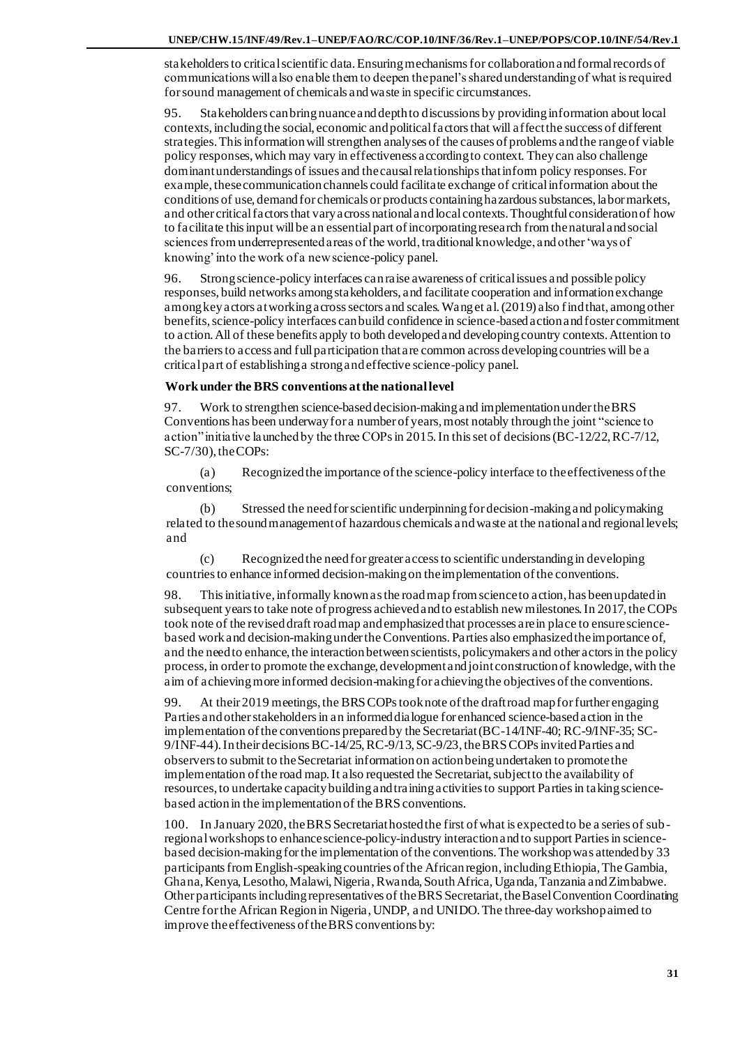stakeholders to critical scientific data. Ensuring mechanisms for collaboration and formal records of communications will also enable them to deepen the panel's shared understanding of what is required for sound management of chemicals and waste in specific circumstances.

95. Stakeholders can bring nuance and depth to discussions by providing information about local contexts, including the social, economic and political factors that will affect the success of different strategies. This information will strengthen analyses of the causes of problems and the range of viable policy responses, which may vary in effectiveness according to context. They can also challenge dominant understandings of issues and the causal relationships that inform policy responses. For example, these communication channels could facilitate exchange of critical information about the conditions of use, demand for chemicals or products containing hazardous substances, labor markets, and other critical factors that vary across national and local contexts. Thoughtful consideration of how to facilitate this input will be an essential part of incorporating research from the natural and social sciences from underrepresented areas of the world, traditional knowledge, and other 'ways of knowing' into the work of a new science-policy panel.

96. Strong science-policy interfaces can raise awareness of critical issues and possible policy responses, build networks among stakeholders, and facilitate cooperation and information exchange among key actors at working across sectors and scales. Wang et al. (2019) also find that, among other benefits, science-policy interfaces can build confidence in science-based action and foster commitment to action. All of these benefits apply to both developed and developing country contexts. Attention to the barriers to access and full participation that are common across developing countries will be a critical part of establishing a strong and effective science-policy panel.

**Work under the BRS conventions at the national level**

97. Work to strengthen science-based decision-making and implementation under the BRS Conventions has been underway for a number of years, most notably through the joint "science to action" initiative launched by the three COPs in 2015. In this set of decisions (BC-12/22, RC-7/12, SC-7/30), the COPs:

(a) Recognized the importance of the science-policy interface to the effectiveness of the conventions;

(b) Stressed the need for scientific underpinning for decision-making and policymaking related to the sound management of hazardous chemicals and waste at the national and regional levels; and

(c) Recognized the need for greater access to scientific understanding in developing countries to enhance informed decision-making on the implementation of the conventions.

98. This initiative, informally known as the road map from science to action, has been updated in subsequent years to take note of progress achieved and to establish new milestones. In 2017, the COPs took note of the revised draft road map and emphasized that processes are in place to ensure science-based work and decision-making under the Conventions. Parties also emphasized the importance of, and the need to enhance, the interaction between scientists, policymakers and other actors in the policy process, in order to promote the exchange, development and joint construction of knowledge, with the aim of achieving more informed decision-making for achieving the objectives of the conventions.

99. At their 2019 meetings, the BRS COPs took note of the draft road map for further engaging Parties and other stakeholders in an informed dialogue for enhanced science-based action in the implementation of the conventions prepared by the Secretariat (BC-14/INF-40; RC-9/INF-35; SC-9/INF-44). In their decisions BC-14/25, RC-9/13, SC-9/23, the BRS COPs invited Parties and observers to submit to the Secretariat information on action being undertaken to promote the implementation of the road map. It also requested the Secretariat, subject to the availability of resources, to undertake capacity building and training activities to support Parties in taking science-based action in the implementation of the BRS conventions.

100. In January 2020, the BRS Secretariat hosted the first of what is expected to be a series of sub-regional workshops to enhance science-policy-industry interaction and to support Parties in science-based decision-making for the implementation of the conventions. The workshop was attended by 33 participants from English-speaking countries of the African region, including Ethiopia, The Gambia, Ghana, Kenya, Lesotho, Malawi, Nigeria, Rwanda, South Africa, Uganda, Tanzania and Zimbabwe. Other participants including representatives of the BRS Secretariat, the Basel Convention Coordinating Centre for the African Region in Nigeria, UNDP, and UNIDO. The three-day workshop aimed to improve the effectiveness of the BRS conventions by: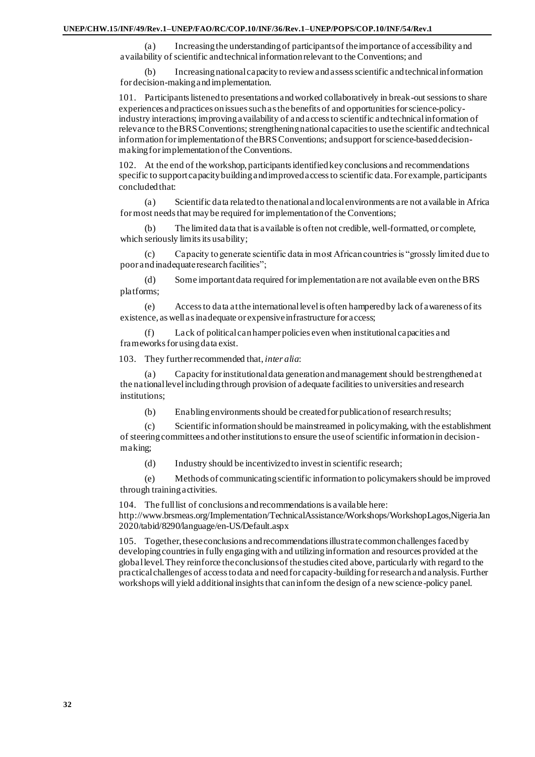(a) Increasing the understanding of participants of the importance of accessibility and availability of scientific and technical information relevant to the Conventions; and

(b) Increasing national capacity to review and assess scientific and technical information for decision-making and implementation.

101. Participants listened to presentations and worked collaboratively in break-out sessions to share experiences and practices on issues such as the benefits of and opportunities for science-policy-industry interactions; improving availability of and access to scientific and technical information of relevance to the BRS Conventions; strengthening national capacities to use the scientific and technical information for implementation of the BRS Conventions; and support for science-based decision-making for implementation of the Conventions.

102. At the end of the workshop, participants identified key conclusions and recommendations specific to support capacity building and improved access to scientific data. For example, participants concluded that:

(a) Scientific data related to the national and local environments are not available in Africa for most needs that may be required for implementation of the Conventions;

(b) The limited data that is available is often not credible, well-formatted, or complete, which seriously limits its usability;

(c) Capacity to generate scientific data in most African countries is "grossly limited due to poor and inadequate research facilities";

(d) Some important data required for implementation are not available even on the BRS platforms;

(e) Access to data at the international level is often hampered by lack of awareness of its existence, as well as inadequate or expensive infrastructure for access;

(f) Lack of political can hamper policies even when institutional capacities and frameworks for using data exist.

103. They further recommended that, *inter alia*:

(a) Capacity for institutional data generation and management should be strengthened at the national level including through provision of adequate facilities to universities and research institutions;

(b) Enabling environments should be created for publication of research results;

(c) Scientific information should be mainstreamed in policymaking, with the establishment of steering committees and other institutions to ensure the use of scientific information in decision-making;

(d) Industry should be incentivized to invest in scientific research;

(e) Methods of communicating scientific information to policymakers should be improved through training activities.

104. The full list of conclusions and recommendations is available here: http://www.brsmeas.org/Implementation/TechnicalAssistance/Workshops/WorkshopLagos,NigeriaJan2020/tabid/8290/language/en-US/Default.aspx

105. Together, these conclusions and recommendations illustrate common challenges faced by developing countries in fully engaging with and utilizing information and resources provided at the global level. They reinforce the conclusions of the studies cited above, particularly with regard to the practical challenges of access to data and need for capacity-building for research and analysis. Further workshops will yield additional insights that can inform the design of a new science-policy panel.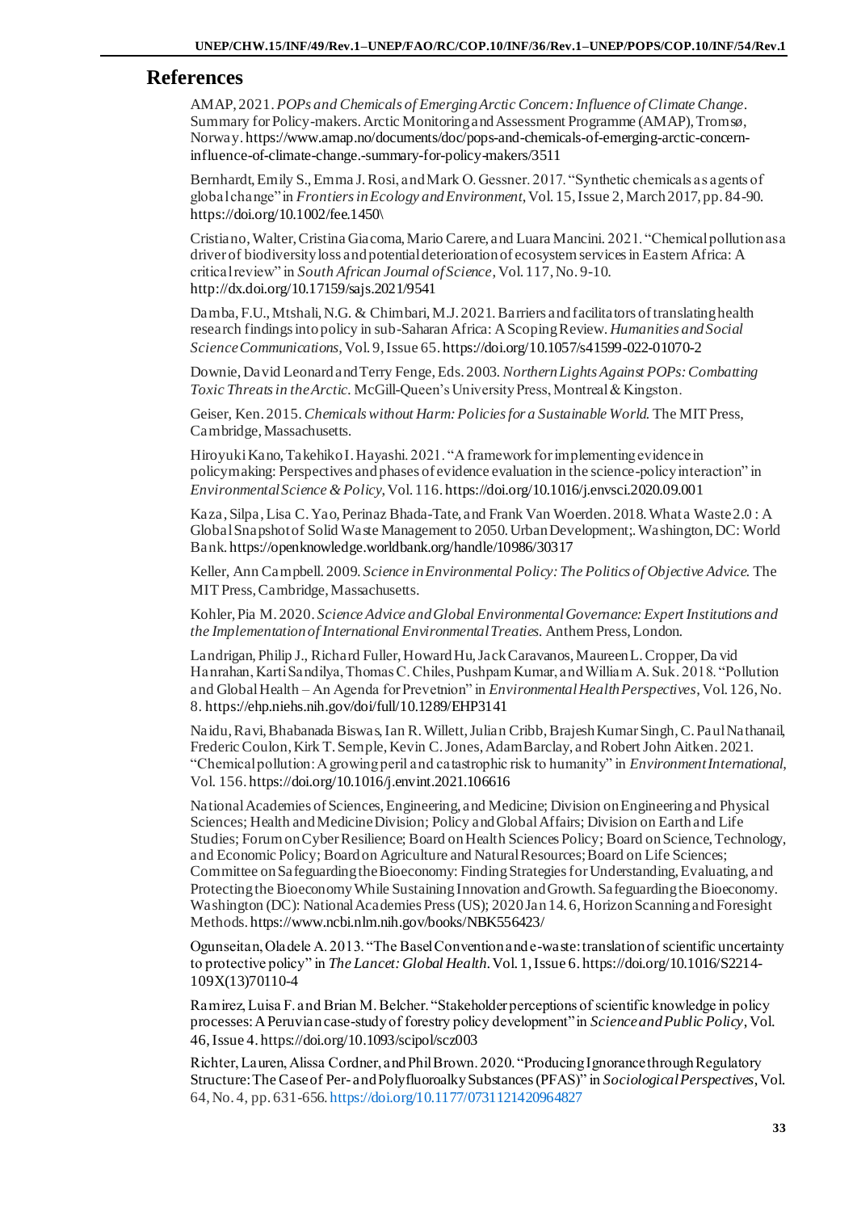## References

AMAP, 2021. *POPs and Chemicals of Emerging Arctic Concern: Influence of Climate Change*. Summary for Policy-makers. Arctic Monitoring and Assessment Programme (AMAP), Tromsø, Norway. https://www.amap.no/documents/doc/pops-and-chemicals-of-emerging-arctic-concern-influence-of-climate-change.-summary-for-policy-makers/3511

Bernhardt, Emily S., Emma J. Rosi, and Mark O. Gessner. 2017. "Synthetic chemicals as agents of global change" in *Frontiers in Ecology and Environment*, Vol. 15, Issue 2, March 2017, pp. 84-90. https://doi.org/10.1002/fee.1450\

Cristiano, Walter, Cristina Giacoma, Mario Carere, and Luara Mancini. 2021. "Chemical pollution as a driver of biodiversity loss and potential deterioration of ecosystem services in Eastern Africa: A critical review" in *South African Journal of Science*, Vol. 117, No. 9-10. http://dx.doi.org/10.17159/sajs.2021/9541

Damba, F.U., Mtshali, N.G. & Chimbari, M.J. 2021. Barriers and facilitators of translating health research findings into policy in sub-Saharan Africa: A Scoping Review. *Humanities and Social Science Communications,* Vol. 9, Issue 65. https://doi.org/10.1057/s41599-022-01070-2

Downie, David Leonard and Terry Fenge, Eds. 2003. *Northern Lights Against POPs: Combatting Toxic Threats in the Arctic.* McGill-Queen's University Press, Montreal & Kingston.

Geiser, Ken. 2015. *Chemicals without Harm: Policies for a Sustainable World.* The MIT Press, Cambridge, Massachusetts.

Hiroyuki Kano, Takehiko I. Hayashi. 2021. "A framework for implementing evidence in policymaking: Perspectives and phases of evidence evaluation in the science-policy interaction" in *Environmental Science & Policy*, Vol. 116. https://doi.org/10.1016/j.envsci.2020.09.001

Kaza, Silpa, Lisa C. Yao, Perinaz Bhada-Tate, and Frank Van Woerden. 2018. What a Waste 2.0 : A Global Snapshot of Solid Waste Management to 2050. Urban Development;. Washington, DC: World Bank. https://openknowledge.worldbank.org/handle/10986/30317

Keller, Ann Campbell. 2009. *Science in Environmental Policy: The Politics of Objective Advice.* The MIT Press, Cambridge, Massachusetts.

Kohler, Pia M. 2020. *Science Advice and Global Environmental Governance: Expert Institutions and the Implementation of International Environmental Treaties.* Anthem Press, London.

Landrigan, Philip J., Richard Fuller, Howard Hu, Jack Caravanos, Maureen L. Cropper, David Hanrahan, Karti Sandilya, Thomas C. Chiles, Pushpam Kumar, and William A. Suk. 2018. "Pollution and Global Health – An Agenda for Prevetnion" in *Environmental Health Perspectives*, Vol. 126, No. 8. https://ehp.niehs.nih.gov/doi/full/10.1289/EHP3141

Naidu, Ravi, Bhabanada Biswas, Ian R. Willett, Julian Cribb, Brajesh Kumar Singh, C. Paul Nathanail, Frederic Coulon, Kirk T. Semple, Kevin C. Jones, Adam Barclay, and Robert John Aitken. 2021. "Chemical pollution: A growing peril and catastrophic risk to humanity" in *Environment International*, Vol. 156. https://doi.org/10.1016/j.envint.2021.106616

National Academies of Sciences, Engineering, and Medicine; Division on Engineering and Physical Sciences; Health and Medicine Division; Policy and Global Affairs; Division on Earth and Life Studies; Forum on Cyber Resilience; Board on Health Sciences Policy; Board on Science, Technology, and Economic Policy; Board on Agriculture and Natural Resources; Board on Life Sciences; Committee on Safeguarding the Bioeconomy: Finding Strategies for Understanding, Evaluating, and Protecting the Bioeconomy While Sustaining Innovation and Growth. Safeguarding the Bioeconomy. Washington (DC): National Academies Press (US); 2020 Jan 14. 6, Horizon Scanning and Foresight Methods. https://www.ncbi.nlm.nih.gov/books/NBK556423/

Ogunseitan, Oladele A. 2013. "The Basel Convention and e-waste: translation of scientific uncertainty to protective policy" in *The Lancet: Global Health*. Vol. 1, Issue 6. https://doi.org/10.1016/S2214-109X(13)70110-4

Ramirez, Luisa F. and Brian M. Belcher. "Stakeholder perceptions of scientific knowledge in policy processes: A Peruvian case-study of forestry policy development" in *Science and Public Policy*, Vol. 46, Issue 4. https://doi.org/10.1093/scipol/scz003

Richter, Lauren, Alissa Cordner, and Phil Brown. 2020. "Producing Ignorance through Regulatory Structure: The Case of Per- and Polyfluoroalky Substances (PFAS)" in *Sociological Perspectives*, Vol. 64, No. 4, pp. 631-656. https://doi.org/10.1177/0731121420964827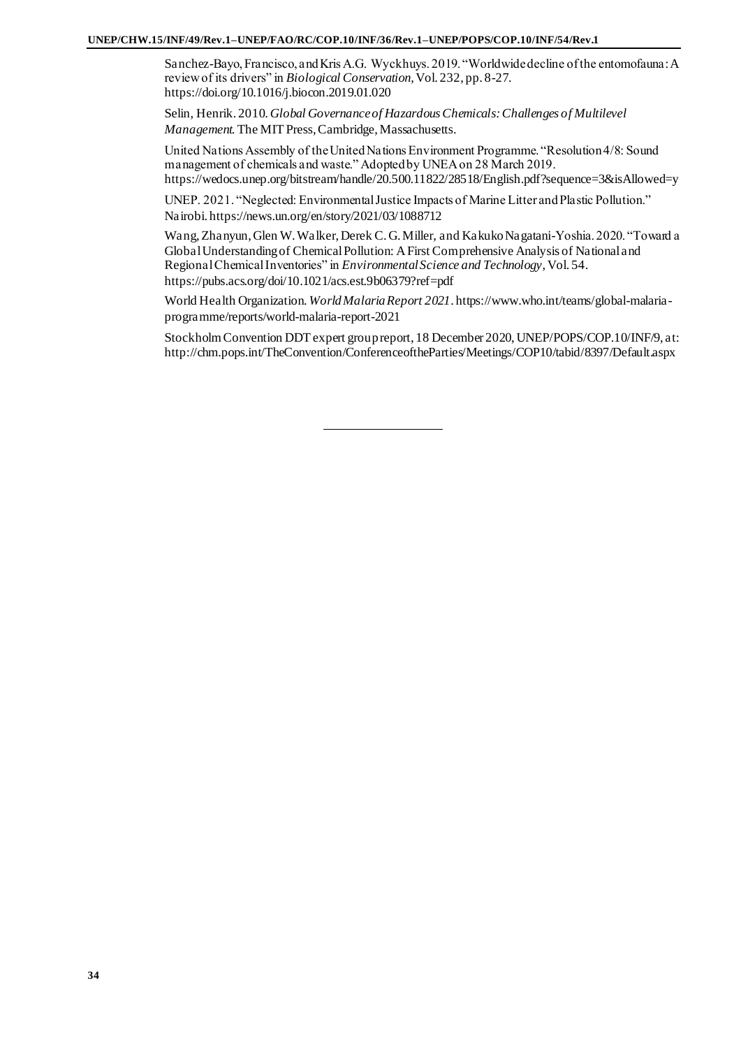Sanchez-Bayo, Francisco, and Kris A.G. Wyckhuys. 2019. "Worldwide decline of the entomofauna: A review of its drivers" in *Biological Conservation*, Vol. 232, pp. 8-27. https://doi.org/10.1016/j.biocon.2019.01.020

Selin, Henrik. 2010. *Global Governance of Hazardous Chemicals: Challenges of Multilevel Management*. The MIT Press, Cambridge, Massachusetts.

United Nations Assembly of the United Nations Environment Programme. "Resolution 4/8: Sound management of chemicals and waste." Adopted by UNEA on 28 March 2019. https://wedocs.unep.org/bitstream/handle/20.500.11822/28518/English.pdf?sequence=3&isAllowed=y

UNEP. 2021. "Neglected: Environmental Justice Impacts of Marine Litter and Plastic Pollution." Nairobi. https://news.un.org/en/story/2021/03/1088712

Wang, Zhanyun, Glen W. Walker, Derek C. G. Miller, and Kakuko Nagatani-Yoshia. 2020. "Toward a Global Understanding of Chemical Pollution: A First Comprehensive Analysis of National and Regional Chemical Inventories" in *Environmental Science and Technology*, Vol. 54. https://pubs.acs.org/doi/10.1021/acs.est.9b06379?ref=pdf

World Health Organization. *World Malaria Report 2021*. https://www.who.int/teams/global-malaria-programme/reports/world-malaria-report-2021

Stockholm Convention DDT expert group report, 18 December 2020, UNEP/POPS/COP.10/INF/9, at: http://chm.pops.int/TheConvention/ConferenceoftheParties/Meetings/COP10/tabid/8397/Default.aspx